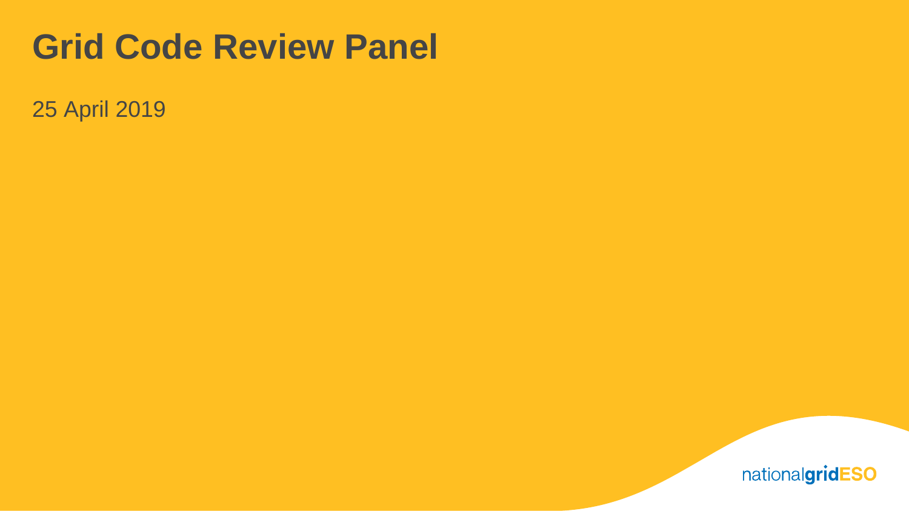# Grid Code Review Panel

25 April 2019

nationalgridESO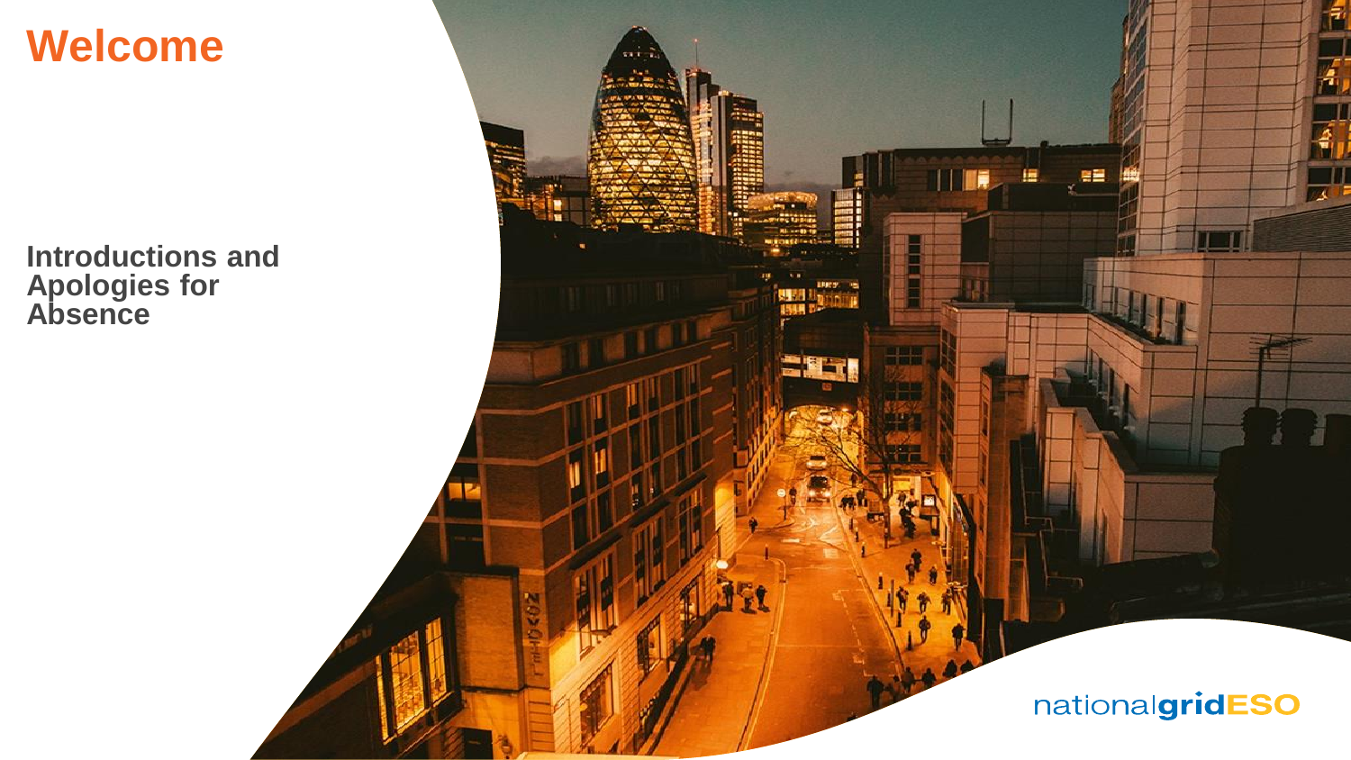# Welcome

**Introductions and Apologies for Absence**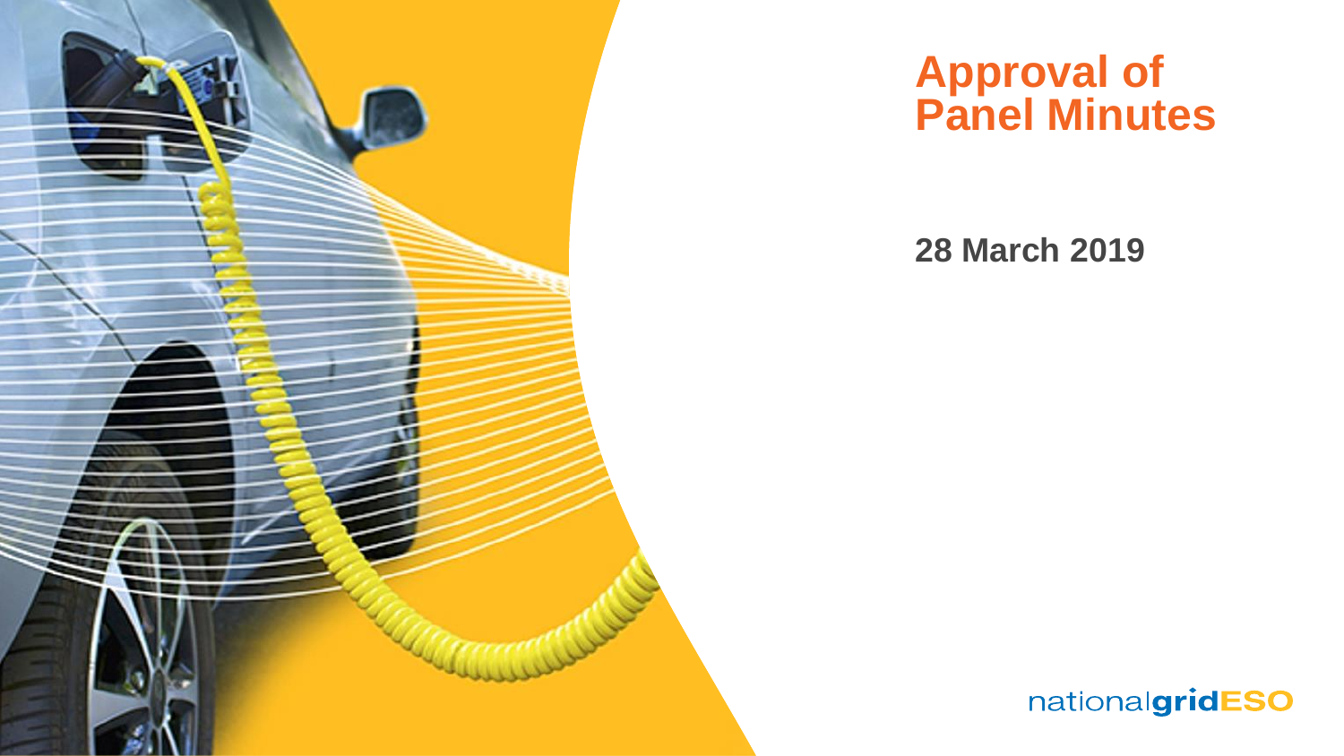# Approval of Panel Minutes

**28 March 2019**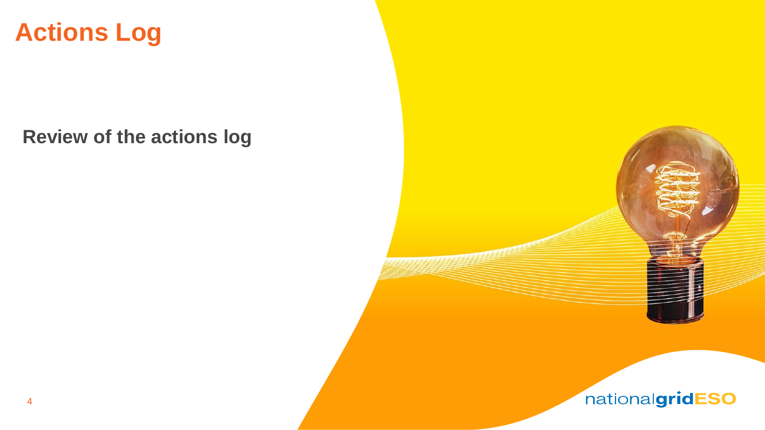# Actions Log

**Review of the actions log**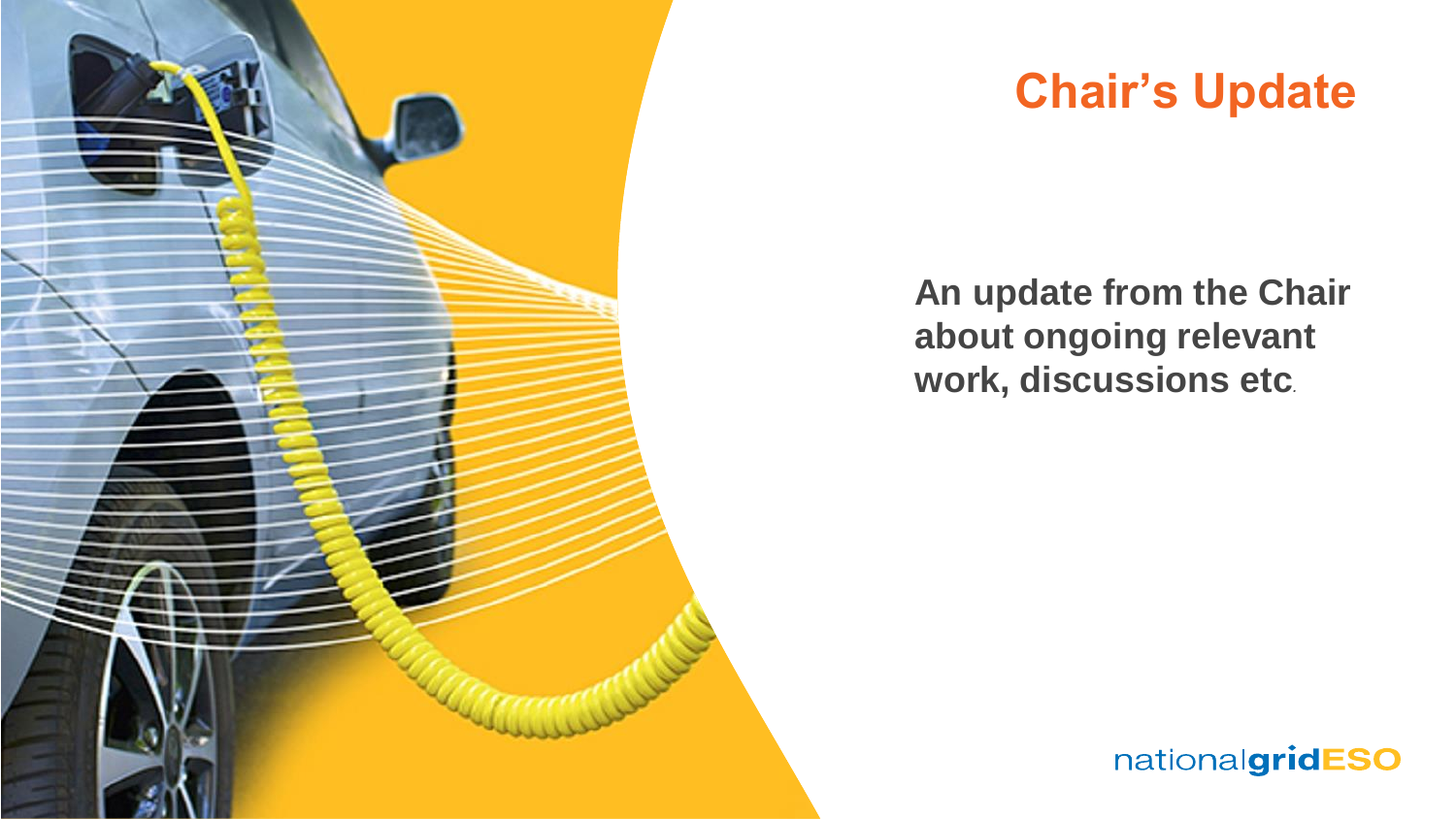# Chair's Update

**An update from the Chair about ongoing relevant work, discussions etc.**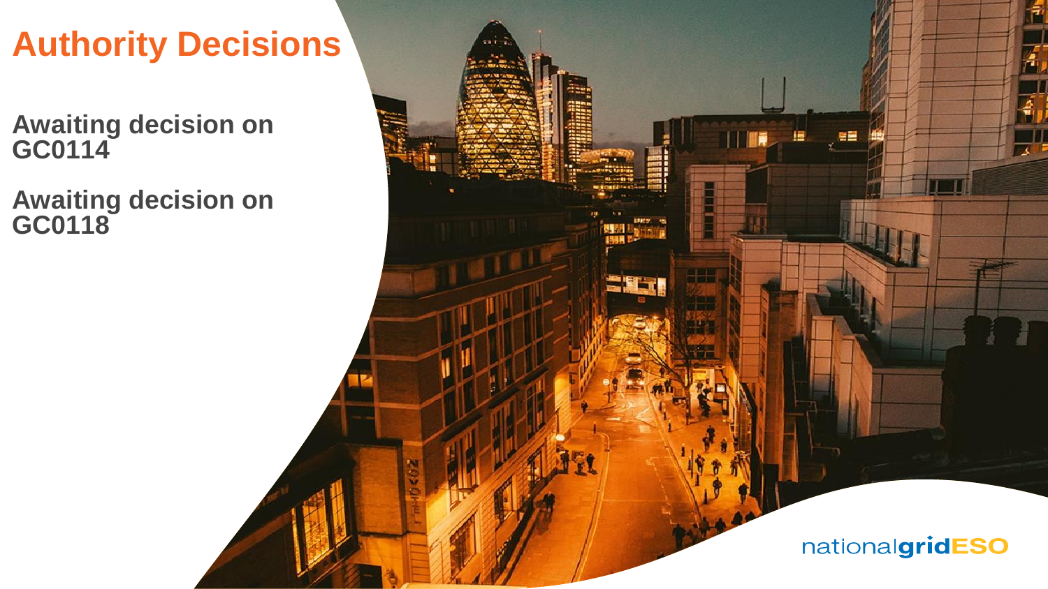# Authority Decisions

**Awaiting decision on GC0114**

**Awaiting decision on GC0118**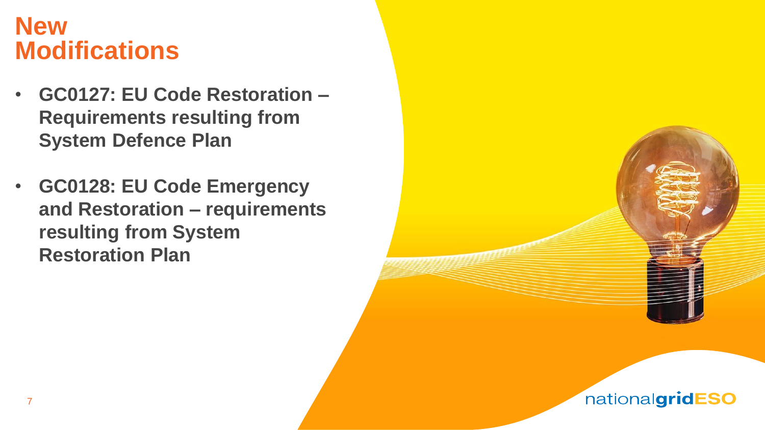# New Modifications

- **GC0127: EU Code Restoration – Requirements resulting from System Defence Plan**
- **GC0128: EU Code Emergency and Restoration – requirements resulting from System Restoration Plan**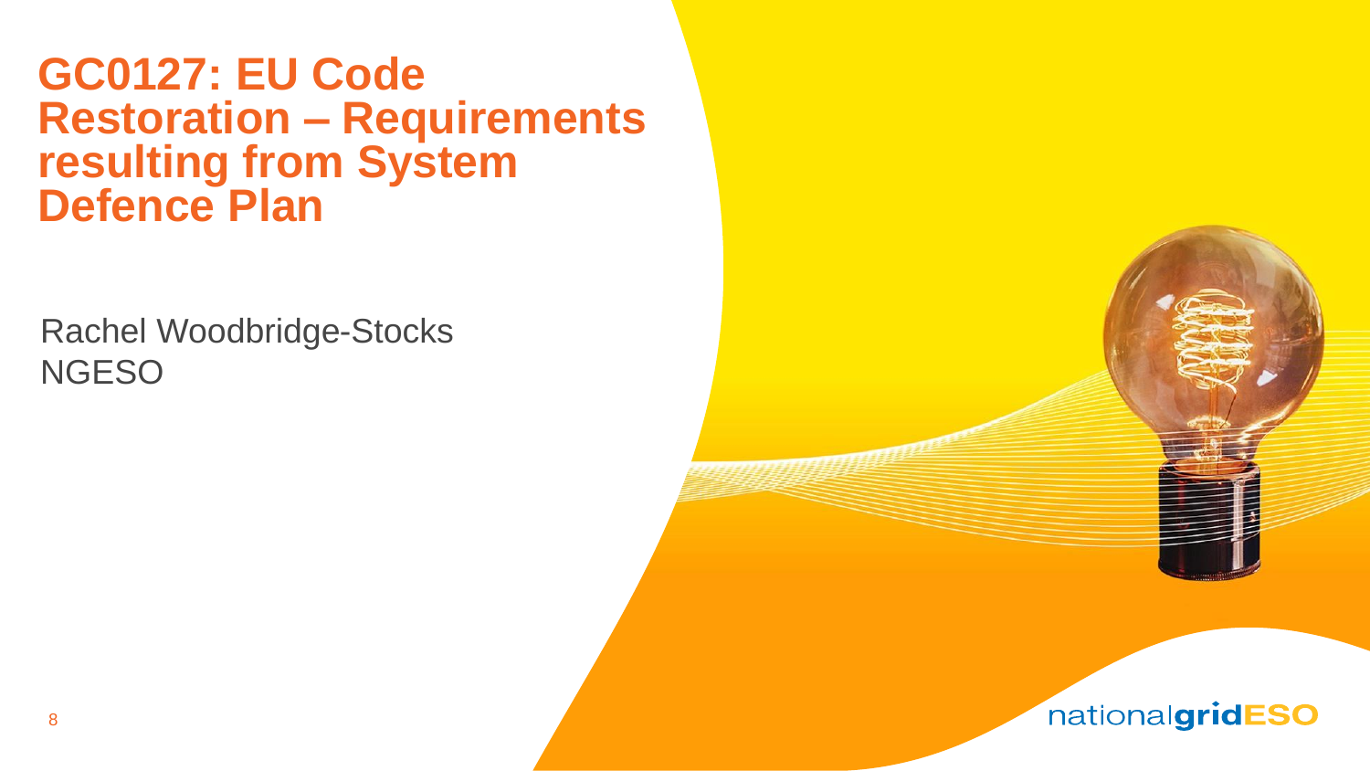# GC0127: EU Code Restoration – Requirements resulting from System Defence Plan

Rachel Woodbridge-Stocks
NGESO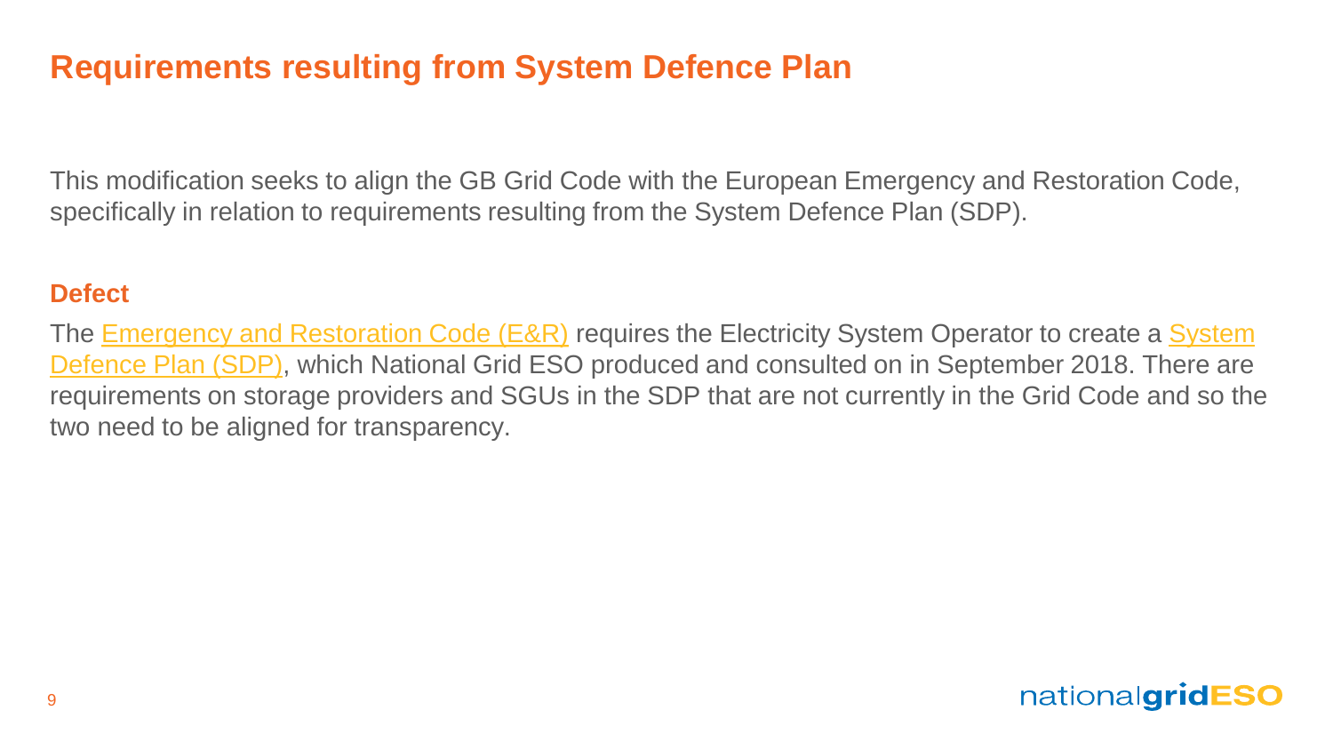# Requirements resulting from System Defence Plan

This modification seeks to align the GB Grid Code with the European Emergency and Restoration Code, specifically in relation to requirements resulting from the System Defence Plan (SDP).

## Defect

The Emergency and Restoration Code (E&R) requires the Electricity System Operator to create a System Defence Plan (SDP), which National Grid ESO produced and consulted on in September 2018. There are requirements on storage providers and SGUs in the SDP that are not currently in the Grid Code and so the two need to be aligned for transparency.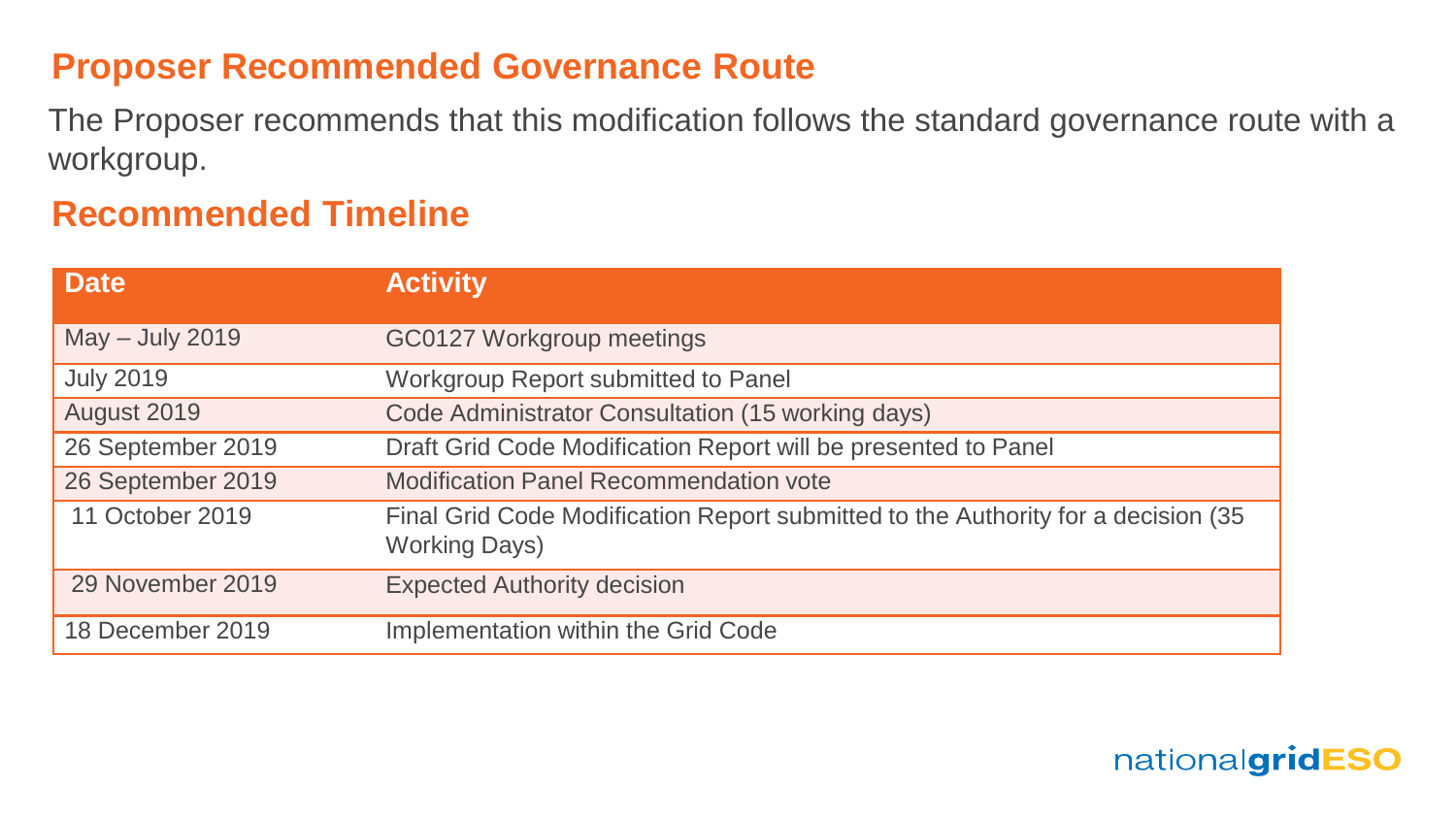## Proposer Recommended Governance Route

The Proposer recommends that this modification follows the standard governance route with a workgroup.

## Recommended Timeline

| Date | Activity |
|---|---|
| May – July 2019 | GC0127 Workgroup meetings |
| July 2019 | Workgroup Report submitted to Panel |
| August 2019 | Code Administrator Consultation (15 working days) |
| 26 September 2019 | Draft Grid Code Modification Report will be presented to Panel |
| 26 September 2019 | Modification Panel Recommendation vote |
| 11 October 2019 | Final Grid Code Modification Report submitted to the Authority for a decision (35 Working Days) |
| 29 November 2019 | Expected Authority decision |
| 18 December 2019 | Implementation within the Grid Code |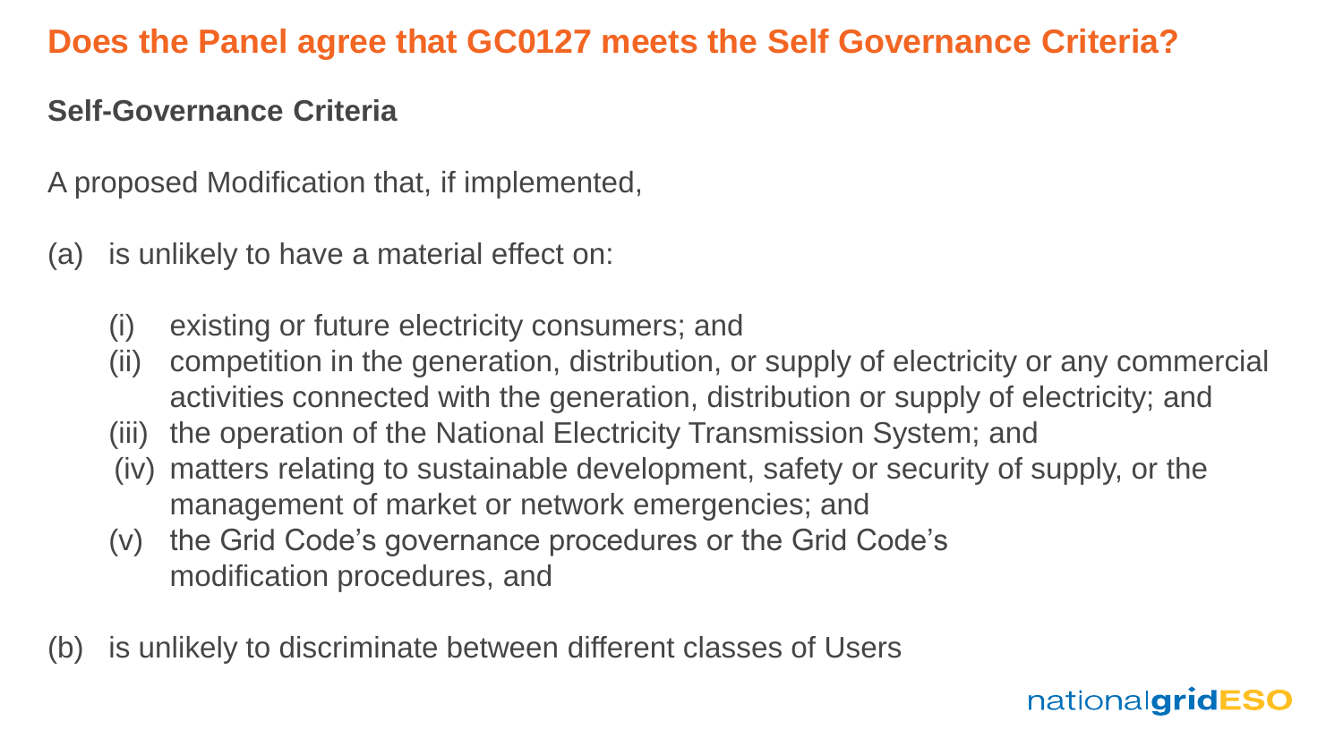# Does the Panel agree that GC0127 meets the Self Governance Criteria?

**Self-Governance Criteria**

A proposed Modification that, if implemented,

(a) is unlikely to have a material effect on:

- (i) existing or future electricity consumers; and
- (ii) competition in the generation, distribution, or supply of electricity or any commercial activities connected with the generation, distribution or supply of electricity; and
- (iii) the operation of the National Electricity Transmission System; and
- (iv) matters relating to sustainable development, safety or security of supply, or the management of market or network emergencies; and
- (v) the Grid Code's governance procedures or the Grid Code's modification procedures, and

(b) is unlikely to discriminate between different classes of Users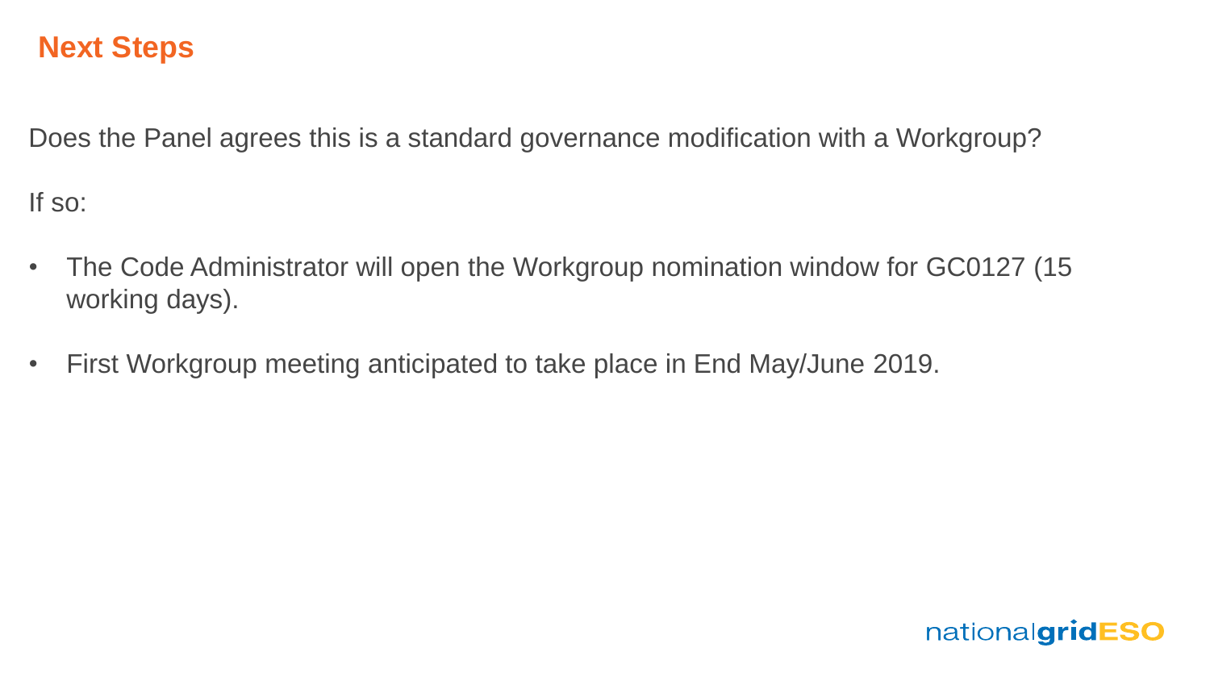# Next Steps

Does the Panel agrees this is a standard governance modification with a Workgroup?

If so:

- The Code Administrator will open the Workgroup nomination window for GC0127 (15 working days).
- First Workgroup meeting anticipated to take place in End May/June 2019.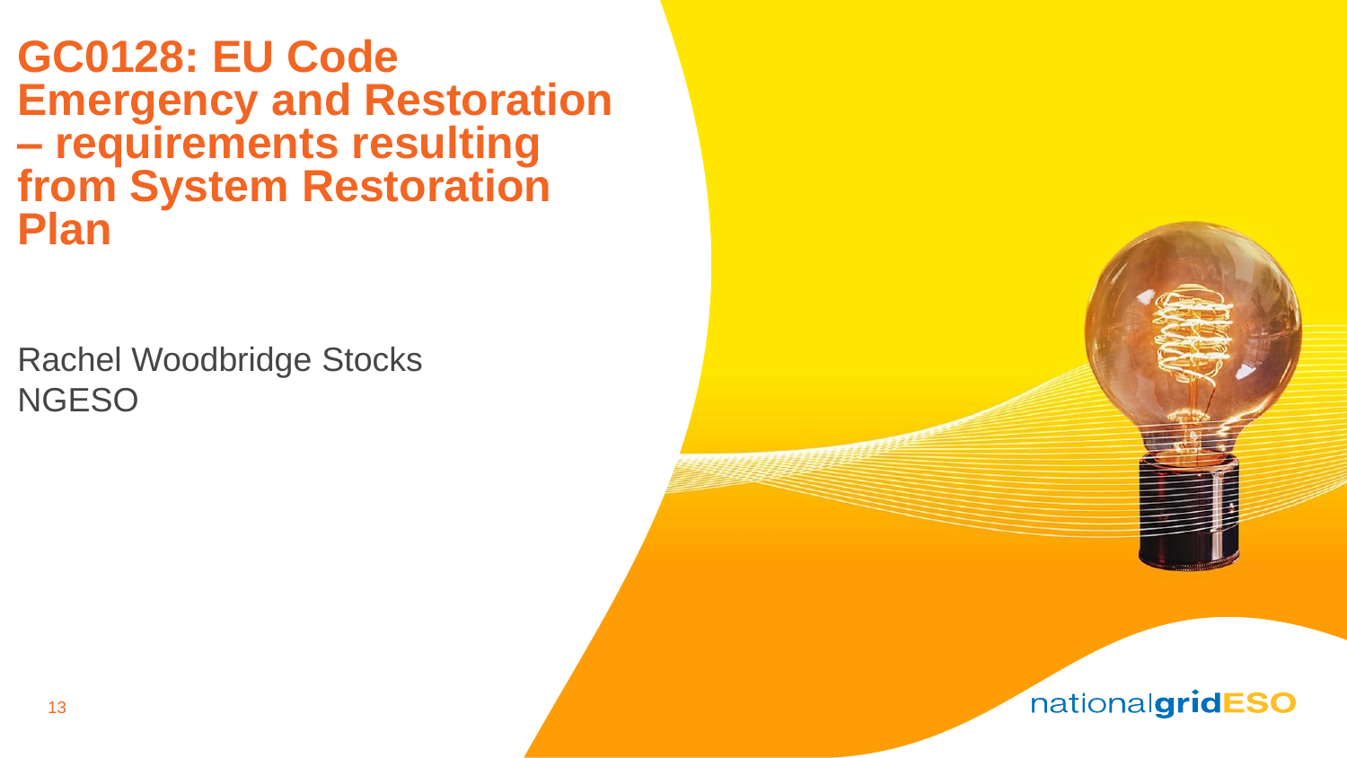# GC0128: EU Code Emergency and Restoration – requirements resulting from System Restoration Plan

Rachel Woodbridge Stocks
NGESO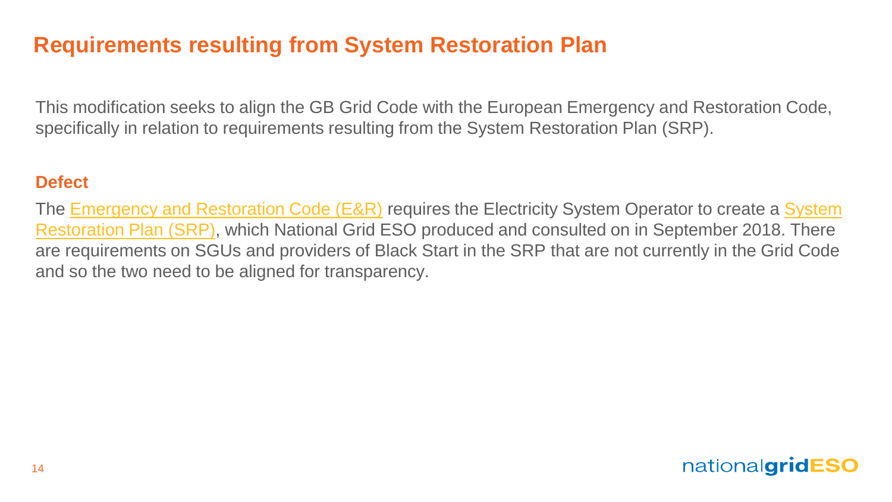# Requirements resulting from System Restoration Plan

This modification seeks to align the GB Grid Code with the European Emergency and Restoration Code, specifically in relation to requirements resulting from the System Restoration Plan (SRP).

## Defect

The Emergency and Restoration Code (E&R) requires the Electricity System Operator to create a System Restoration Plan (SRP), which National Grid ESO produced and consulted on in September 2018. There are requirements on SGUs and providers of Black Start in the SRP that are not currently in the Grid Code and so the two need to be aligned for transparency.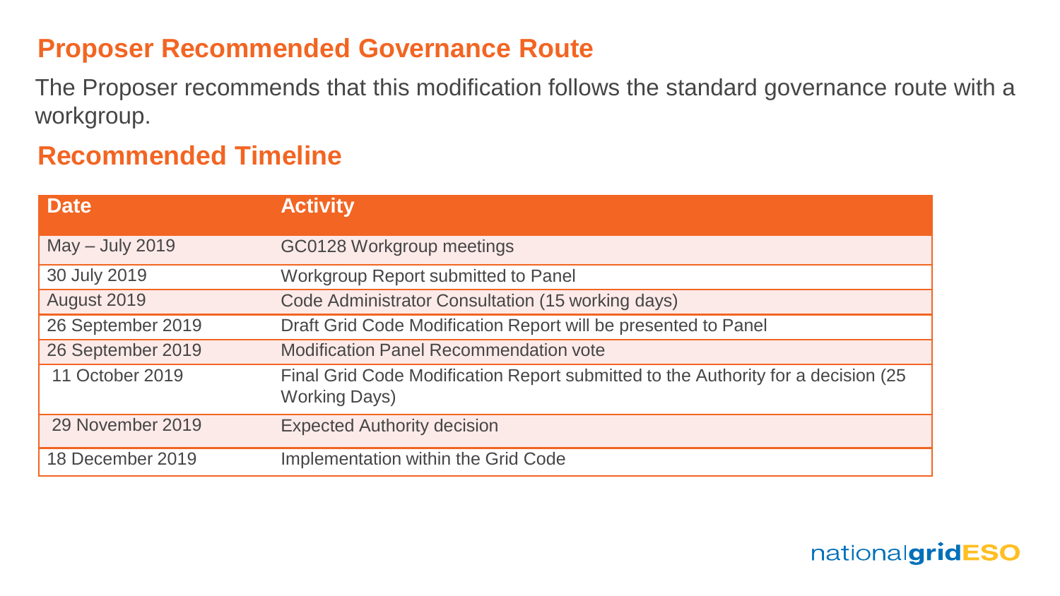## Proposer Recommended Governance Route

The Proposer recommends that this modification follows the standard governance route with a workgroup.

## Recommended Timeline

| Date | Activity |
| --- | --- |
| May – July 2019 | GC0128 Workgroup meetings |
| 30 July 2019 | Workgroup Report submitted to Panel |
| August 2019 | Code Administrator Consultation (15 working days) |
| 26 September 2019 | Draft Grid Code Modification Report will be presented to Panel |
| 26 September 2019 | Modification Panel Recommendation vote |
| 11 October 2019 | Final Grid Code Modification Report submitted to the Authority for a decision (25 Working Days) |
| 29 November 2019 | Expected Authority decision |
| 18 December 2019 | Implementation within the Grid Code |

nationalgridESO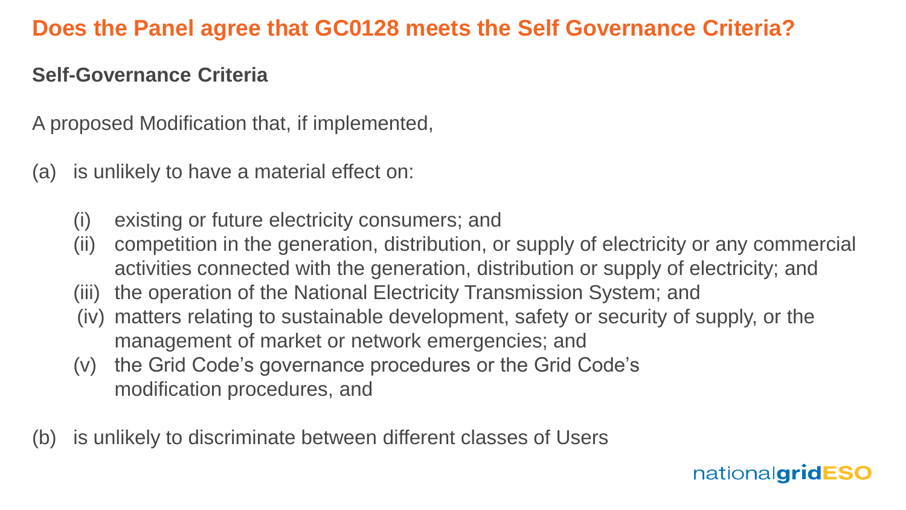# Does the Panel agree that GC0128 meets the Self Governance Criteria?

## Self-Governance Criteria

A proposed Modification that, if implemented,

(a) is unlikely to have a material effect on:

- (i) existing or future electricity consumers; and
- (ii) competition in the generation, distribution, or supply of electricity or any commercial activities connected with the generation, distribution or supply of electricity; and
- (iii) the operation of the National Electricity Transmission System; and
- (iv) matters relating to sustainable development, safety or security of supply, or the management of market or network emergencies; and
- (v) the Grid Code's governance procedures or the Grid Code's modification procedures, and

(b) is unlikely to discriminate between different classes of Users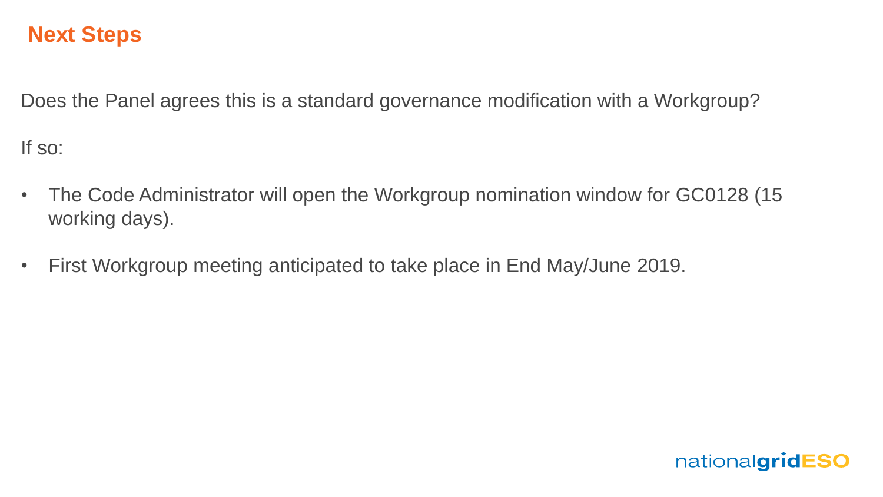## Next Steps

Does the Panel agrees this is a standard governance modification with a Workgroup?

If so:

- The Code Administrator will open the Workgroup nomination window for GC0128 (15 working days).
- First Workgroup meeting anticipated to take place in End May/June 2019.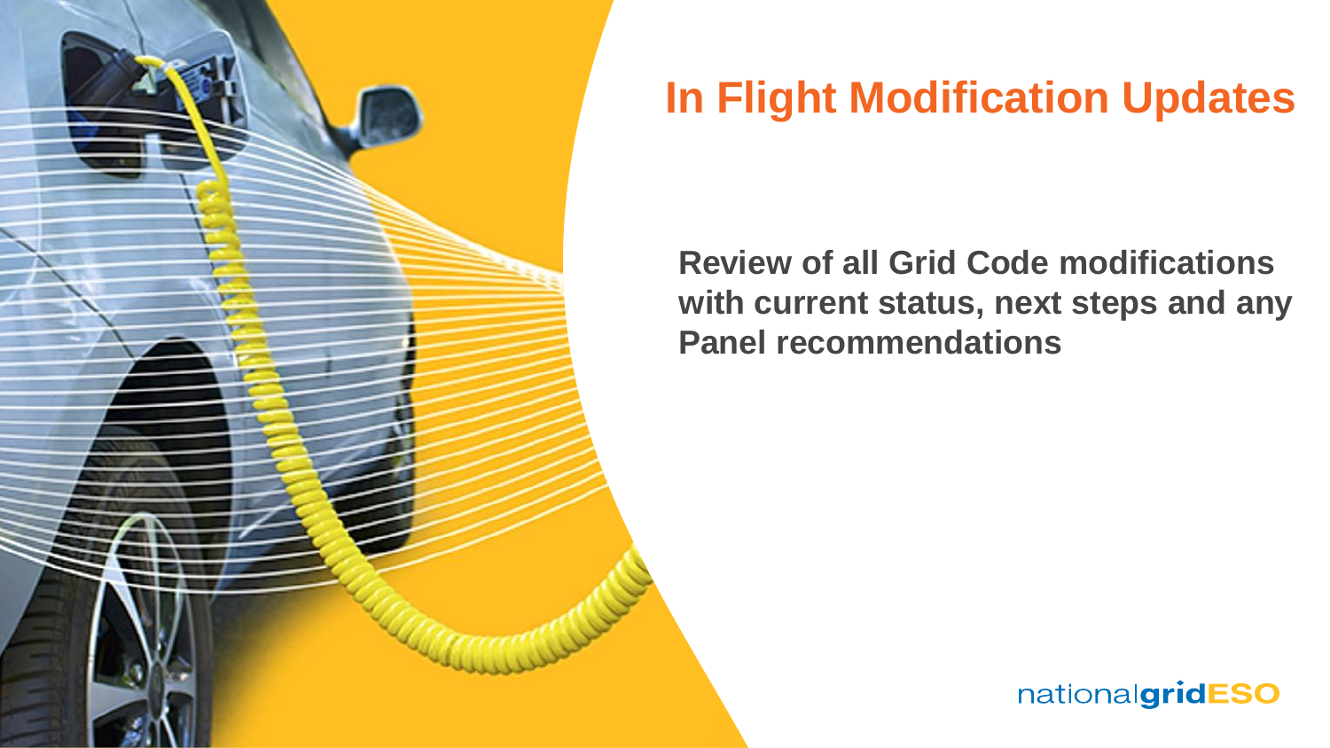# In Flight Modification Updates

**Review of all Grid Code modifications with current status, next steps and any Panel recommendations**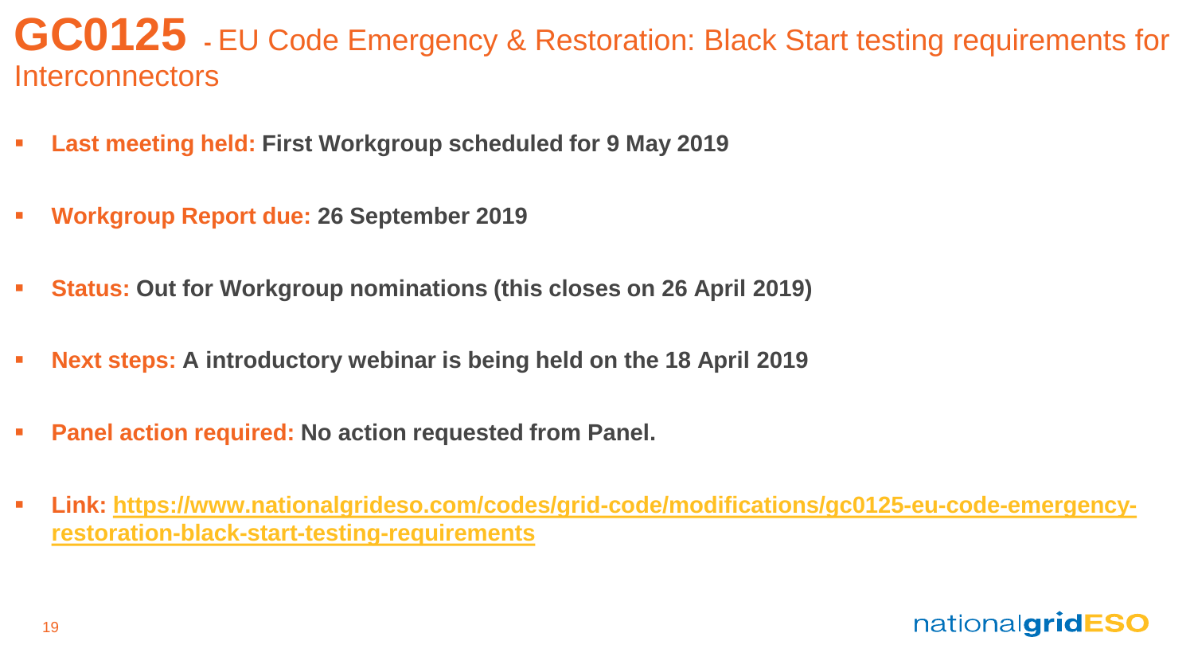# GC0125 - EU Code Emergency & Restoration: Black Start testing requirements for Interconnectors

- **Last meeting held: First Workgroup scheduled for 9 May 2019**
- **Workgroup Report due: 26 September 2019**
- **Status: Out for Workgroup nominations (this closes on 26 April 2019)**
- **Next steps: A introductory webinar is being held on the 18 April 2019**
- **Panel action required: No action requested from Panel.**
- **Link: [https://www.nationalgrideso.com/codes/grid-code/modifications/gc0125-eu-code-emergency-restoration-black-start-testing-requirements](https://www.nationalgrideso.com/codes/grid-code/modifications/gc0125-eu-code-emergency-restoration-black-start-testing-requirements)**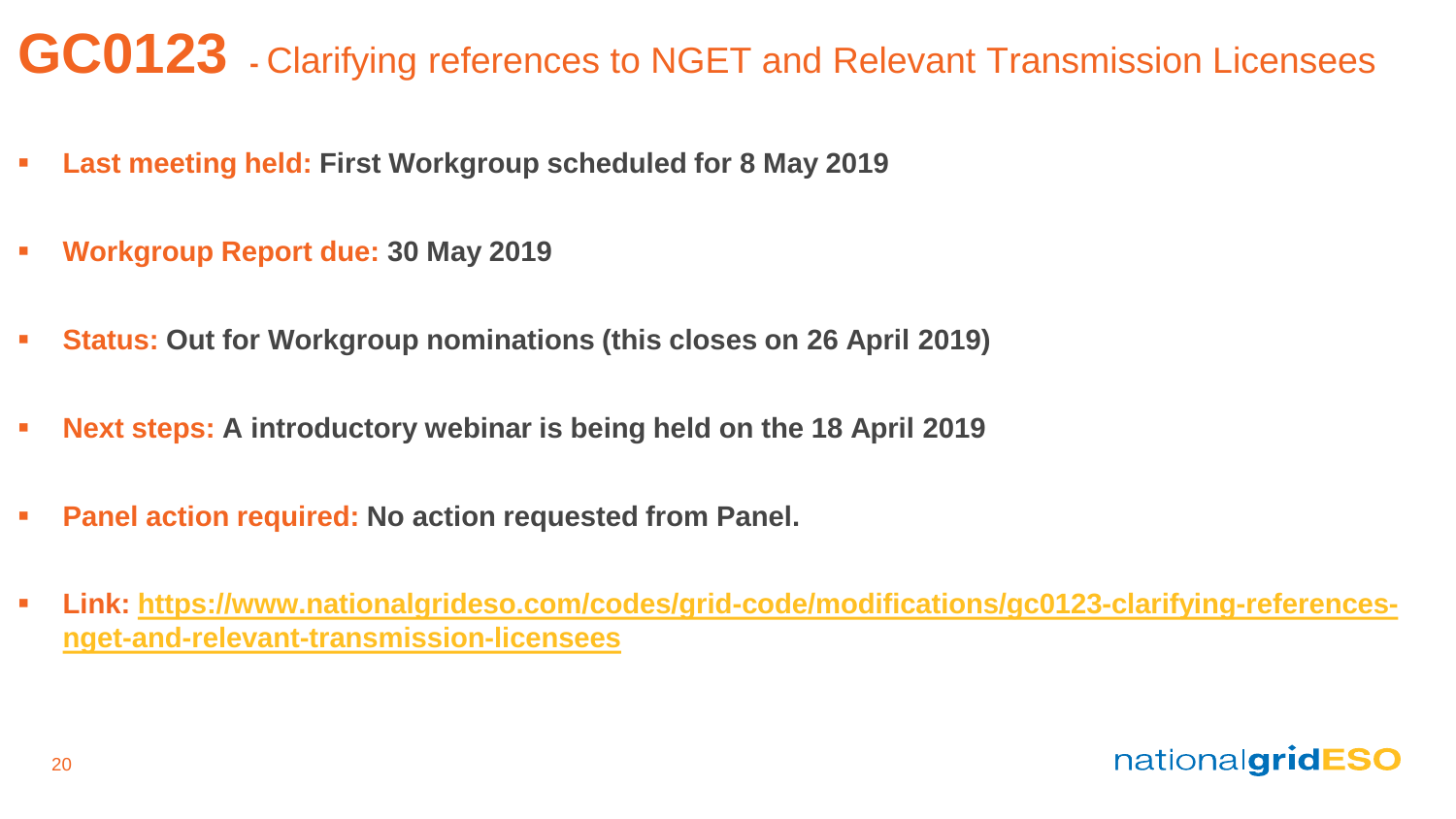# GC0123 - Clarifying references to NGET and Relevant Transmission Licensees

- **Last meeting held:** **First Workgroup scheduled for 8 May 2019**
- **Workgroup Report due:** **30 May 2019**
- **Status:** **Out for Workgroup nominations (this closes on 26 April 2019)**
- **Next steps:** **A introductory webinar is being held on the 18 April 2019**
- **Panel action required:** **No action requested from Panel.**
- **Link:** **https://www.nationalgrideso.com/codes/grid-code/modifications/gc0123-clarifying-references-nget-and-relevant-transmission-licensees**

nationalgridESO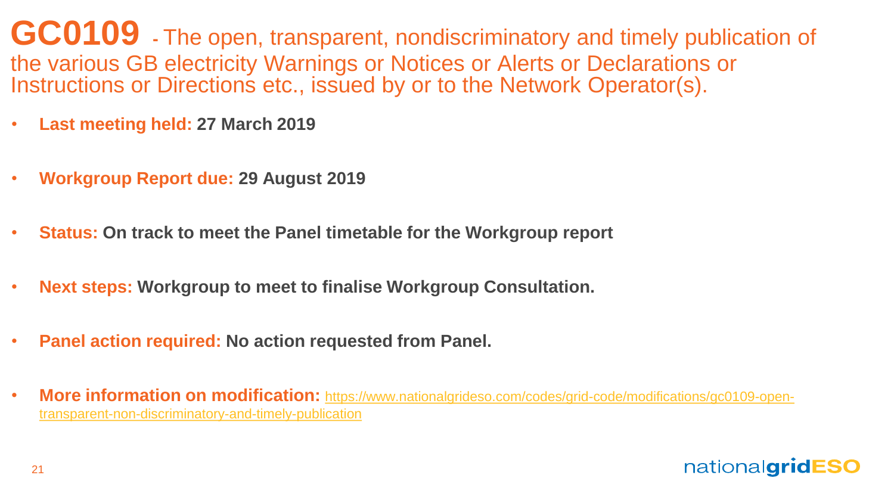# GC0109 - The open, transparent, nondiscriminatory and timely publication of the various GB electricity Warnings or Notices or Alerts or Declarations or Instructions or Directions etc., issued by or to the Network Operator(s).

- **Last meeting held: 27 March 2019**
- **Workgroup Report due: 29 August 2019**
- **Status: On track to meet the Panel timetable for the Workgroup report**
- **Next steps: Workgroup to meet to finalise Workgroup Consultation.**
- **Panel action required: No action requested from Panel.**
- **More information on modification:** https://www.nationalgrideso.com/codes/grid-code/modifications/gc0109-open-transparent-non-discriminatory-and-timely-publication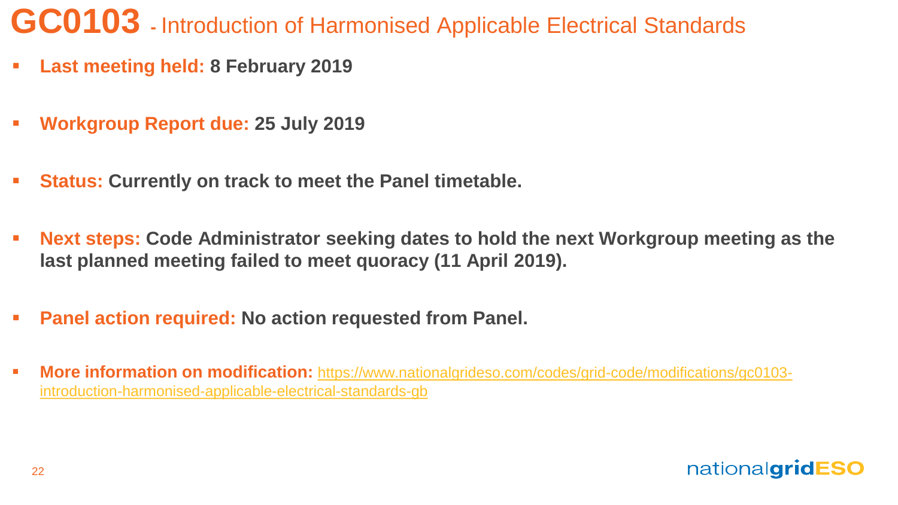# GC0103 - Introduction of Harmonised Applicable Electrical Standards

- **Last meeting held: 8 February 2019**
- **Workgroup Report due: 25 July 2019**
- **Status: Currently on track to meet the Panel timetable.**
- **Next steps: Code Administrator seeking dates to hold the next Workgroup meeting as the last planned meeting failed to meet quoracy (11 April 2019).**
- **Panel action required: No action requested from Panel.**
- **More information on modification:** https://www.nationalgrideso.com/codes/grid-code/modifications/gc0103-introduction-harmonised-applicable-electrical-standards-gb

nationalgridESO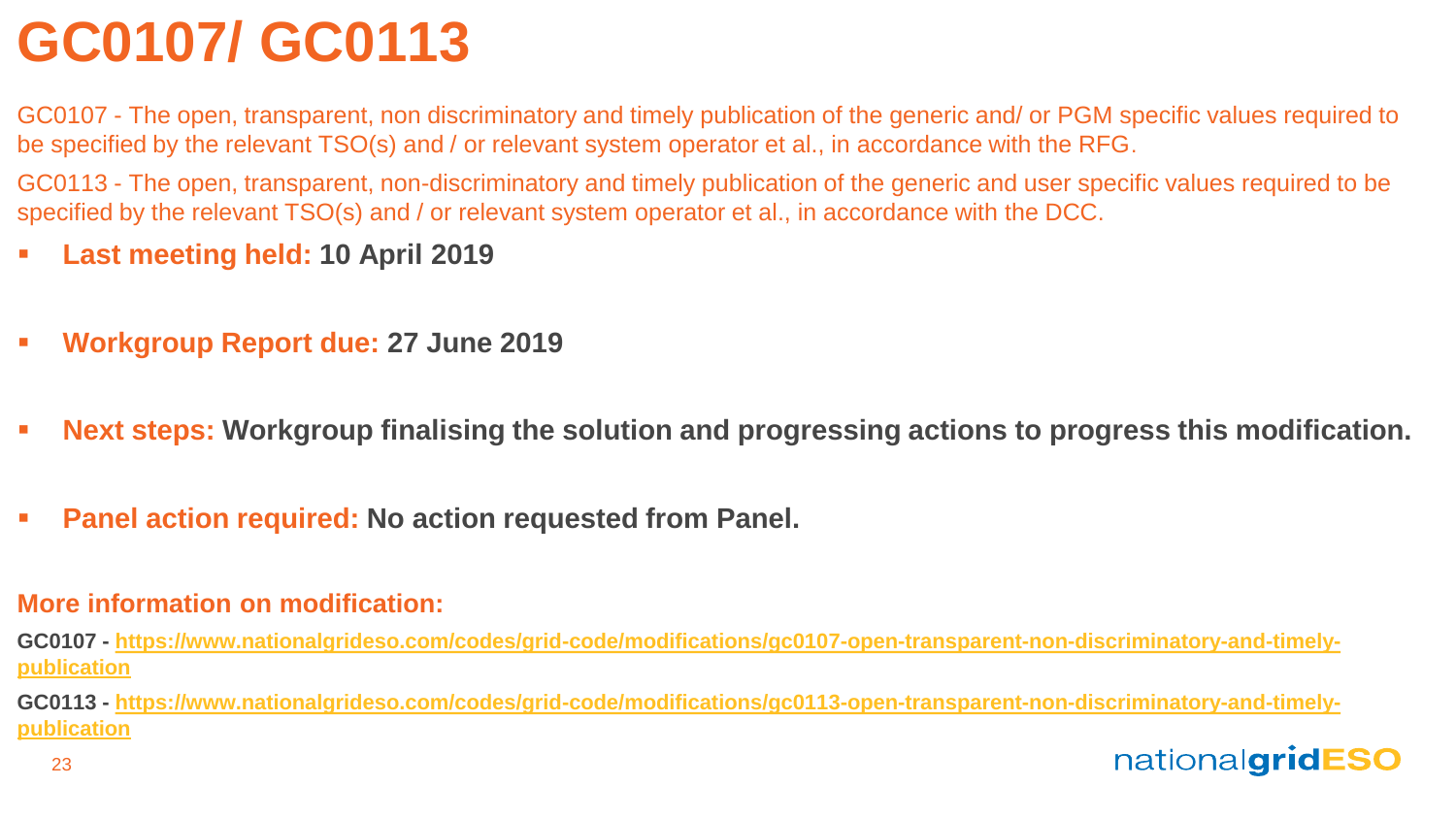# GC0107/ GC0113

GC0107 - The open, transparent, non discriminatory and timely publication of the generic and/ or PGM specific values required to be specified by the relevant TSO(s) and / or relevant system operator et al., in accordance with the RFG.

GC0113 - The open, transparent, non-discriminatory and timely publication of the generic and user specific values required to be specified by the relevant TSO(s) and / or relevant system operator et al., in accordance with the DCC.

- **Last meeting held: 10 April 2019**
- **Workgroup Report due: 27 June 2019**
- **Next steps: Workgroup finalising the solution and progressing actions to progress this modification.**
- **Panel action required: No action requested from Panel.**

**More information on modification:**

**GC0107 - [https://www.nationalgrideso.com/codes/grid-code/modifications/gc0107-open-transparent-non-discriminatory-and-timely-publication](https://www.nationalgrideso.com/codes/grid-code/modifications/gc0107-open-transparent-non-discriminatory-and-timely-publication)**

**GC0113 - [https://www.nationalgrideso.com/codes/grid-code/modifications/gc0113-open-transparent-non-discriminatory-and-timely-publication](https://www.nationalgrideso.com/codes/grid-code/modifications/gc0113-open-transparent-non-discriminatory-and-timely-publication)**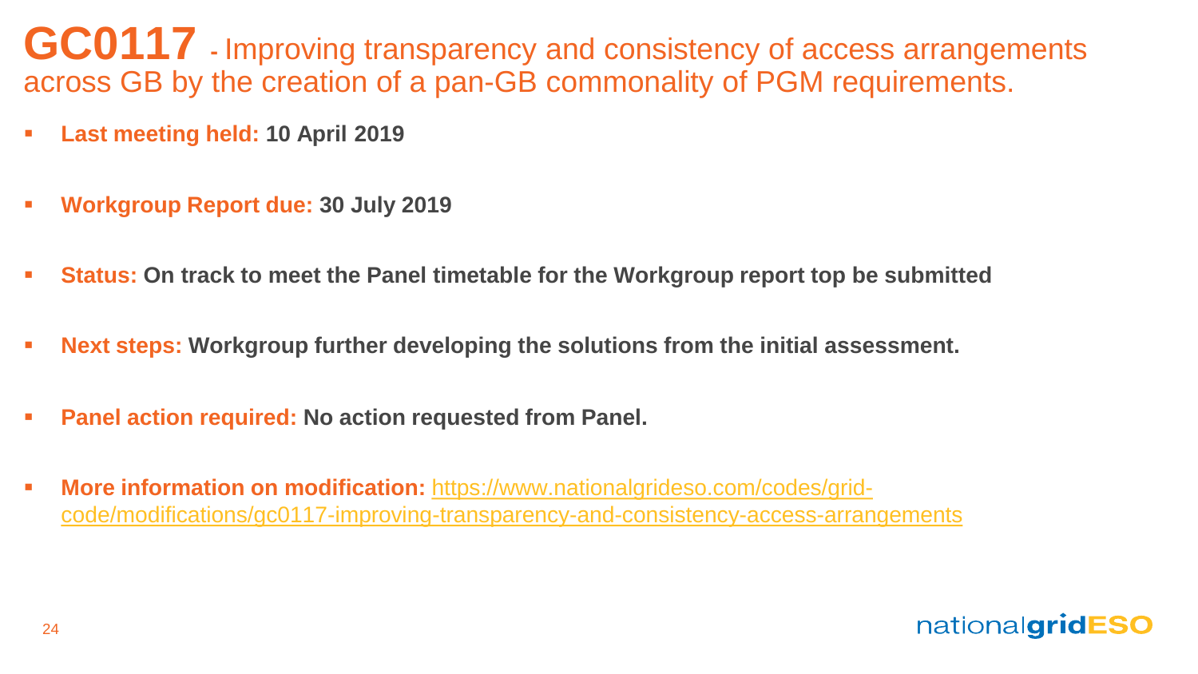# GC0117 - Improving transparency and consistency of access arrangements across GB by the creation of a pan-GB commonality of PGM requirements.

- **Last meeting held: 10 April 2019**
- **Workgroup Report due: 30 July 2019**
- **Status: On track to meet the Panel timetable for the Workgroup report top be submitted**
- **Next steps: Workgroup further developing the solutions from the initial assessment.**
- **Panel action required: No action requested from Panel.**
- **More information on modification:** https://www.nationalgrideso.com/codes/grid-code/modifications/gc0117-improving-transparency-and-consistency-access-arrangements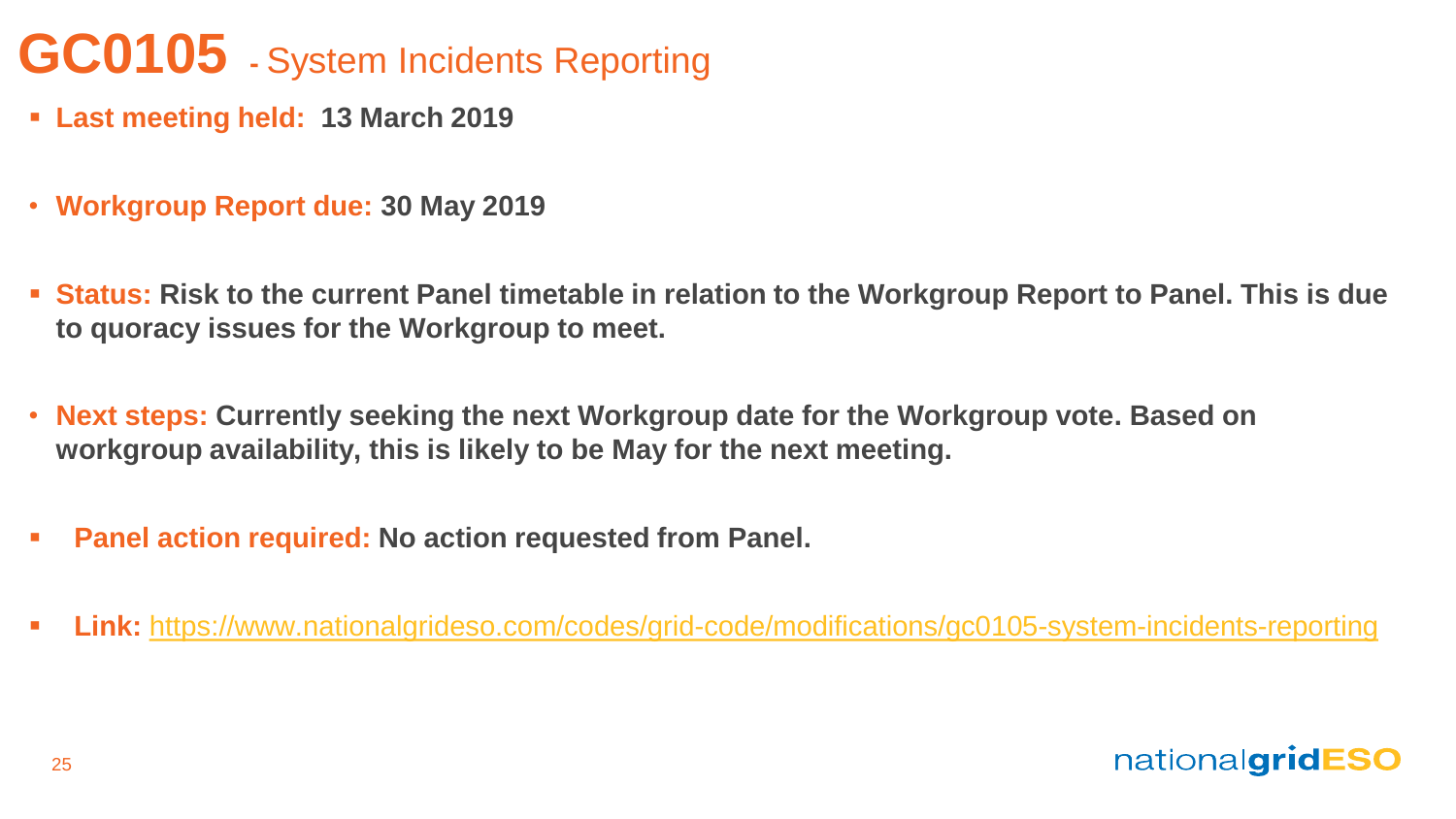# GC0105 - System Incidents Reporting

- **Last meeting held: 13 March 2019**
- **Workgroup Report due: 30 May 2019**
- **Status: Risk to the current Panel timetable in relation to the Workgroup Report to Panel. This is due to quoracy issues for the Workgroup to meet.**
- **Next steps: Currently seeking the next Workgroup date for the Workgroup vote. Based on workgroup availability, this is likely to be May for the next meeting.**
- **Panel action required: No action requested from Panel.**
- **Link:** https://www.nationalgrideso.com/codes/grid-code/modifications/gc0105-system-incidents-reporting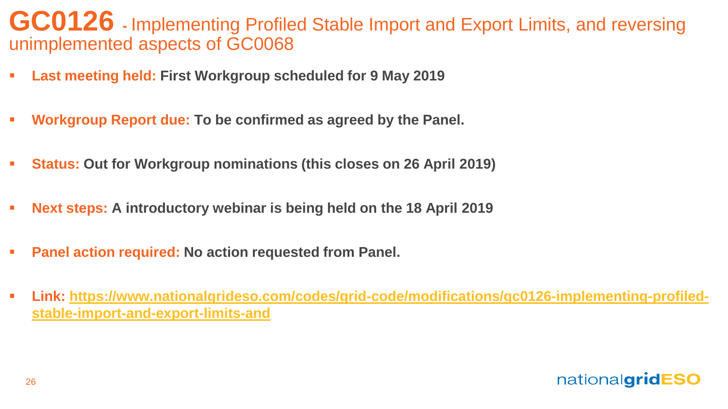# GC0126 - Implementing Profiled Stable Import and Export Limits, and reversing unimplemented aspects of GC0068

- **Last meeting held: First Workgroup scheduled for 9 May 2019**
- **Workgroup Report due: To be confirmed as agreed by the Panel.**
- **Status: Out for Workgroup nominations (this closes on 26 April 2019)**
- **Next steps: A introductory webinar is being held on the 18 April 2019**
- **Panel action required: No action requested from Panel.**
- **Link: [https://www.nationalgrideso.com/codes/grid-code/modifications/gc0126-implementing-profiled-stable-import-and-export-limits-and](https://www.nationalgrideso.com/codes/grid-code/modifications/gc0126-implementing-profiled-stable-import-and-export-limits-and)**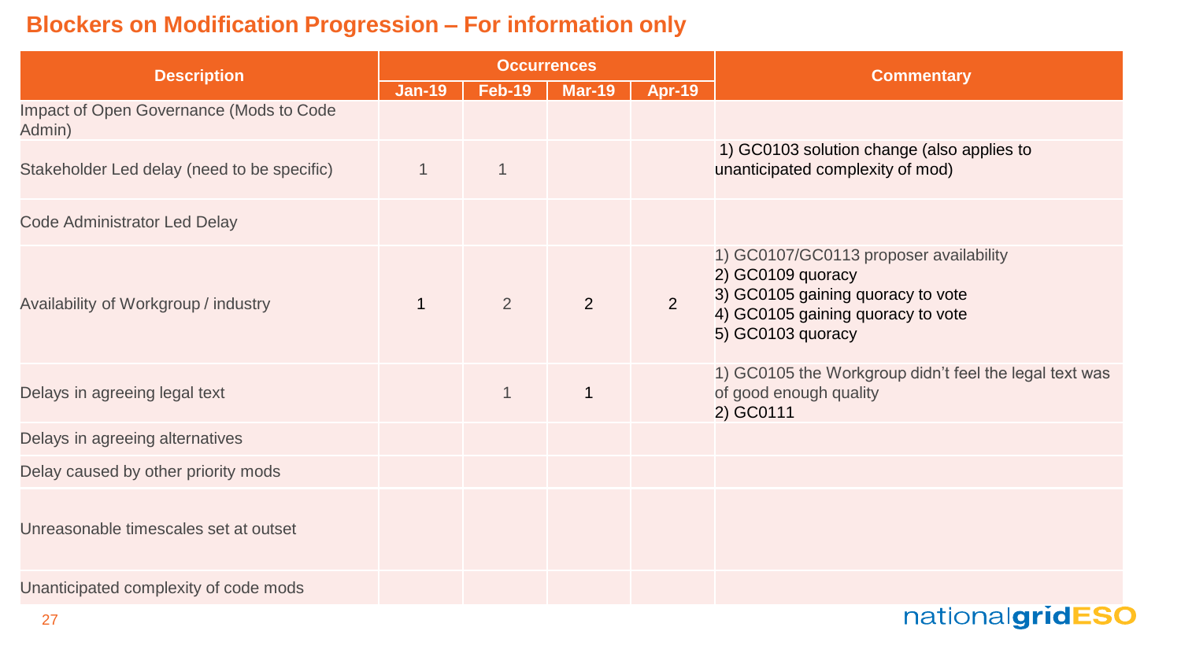## Blockers on Modification Progression – For information only

| Description | Occurrences | | | | Commentary |
|---|---|---|---|---|---|
| | Jan-19 | Feb-19 | Mar-19 | Apr-19 | |
| Impact of Open Governance (Mods to Code Admin) | | | | | |
| Stakeholder Led delay (need to be specific) | 1 | 1 | | | 1) GC0103 solution change (also applies to unanticipated complexity of mod) |
| Code Administrator Led Delay | | | | | |
| Availability of Workgroup / industry | 1 | 2 | 2 | 2 | 1) GC0107/GC0113 proposer availability<br>2) GC0109 quoracy<br>3) GC0105 gaining quoracy to vote<br>4) GC0105 gaining quoracy to vote<br>5) GC0103 quoracy |
| Delays in agreeing legal text | | 1 | 1 | | 1) GC0105 the Workgroup didn't feel the legal text was of good enough quality<br>2) GC0111 |
| Delays in agreeing alternatives | | | | | |
| Delay caused by other priority mods | | | | | |
| Unreasonable timescales set at outset | | | | | |
| Unanticipated complexity of code mods | | | | | |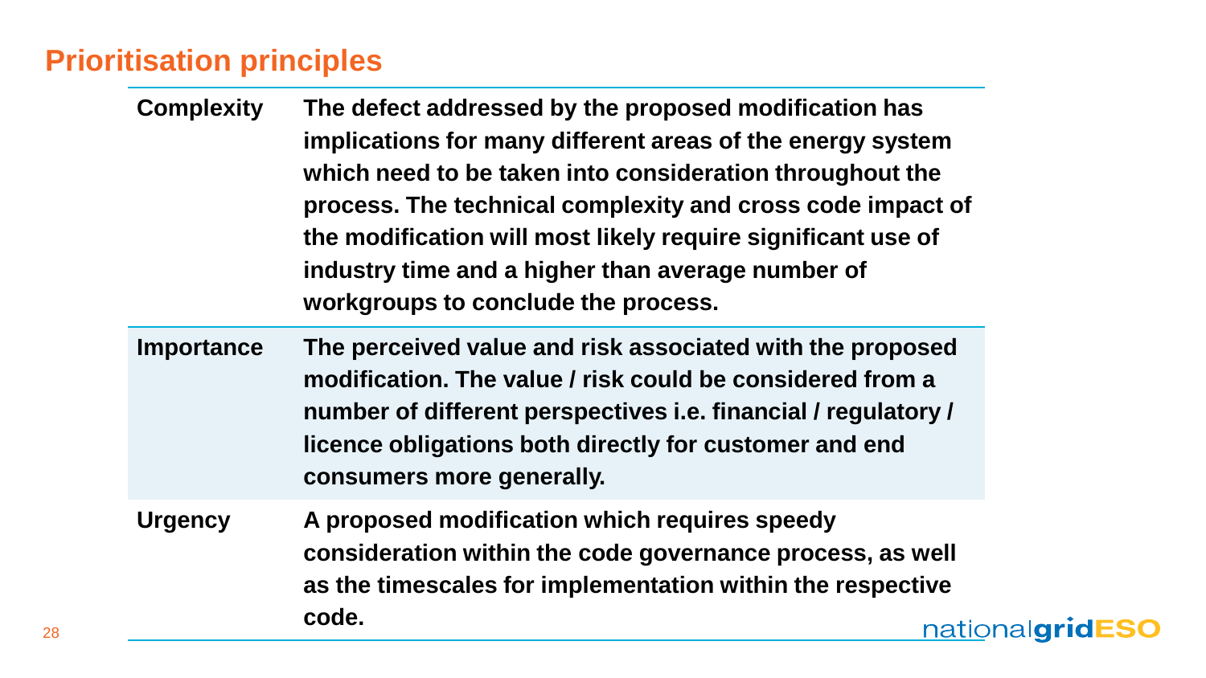## Prioritisation principles

| | |
|---|---|
| **Complexity** | **The defect addressed by the proposed modification has implications for many different areas of the energy system which need to be taken into consideration throughout the process. The technical complexity and cross code impact of the modification will most likely require significant use of industry time and a higher than average number of workgroups to conclude the process.** |
| **Importance** | **The perceived value and risk associated with the proposed modification. The value / risk could be considered from a number of different perspectives i.e. financial / regulatory / licence obligations both directly for customer and end consumers more generally.** |
| **Urgency** | **A proposed modification which requires speedy consideration within the code governance process, as well as the timescales for implementation within the respective code.** |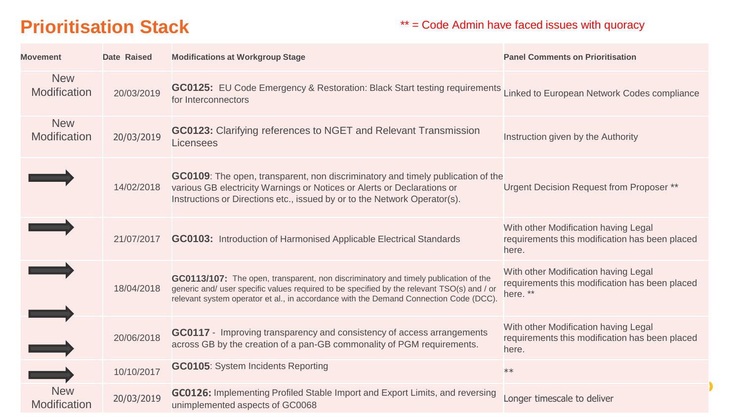# Prioritisation Stack

** = Code Admin have faced issues with quoracy

| Movement | Date Raised | Modifications at Workgroup Stage | Panel Comments on Prioritisation |
|---|---|---|---|
| New Modification | 20/03/2019 | **GC0125:** EU Code Emergency & Restoration: Black Start testing requirements for Interconnectors | Linked to European Network Codes compliance |
| New Modification | 20/03/2019 | **GC0123:** Clarifying references to NGET and Relevant Transmission Licensees | Instruction given by the Authority |
| ➡ | 14/02/2018 | **GC0109**: The open, transparent, non discriminatory and timely publication of the various GB electricity Warnings or Notices or Alerts or Declarations or Instructions or Directions etc., issued by or to the Network Operator(s). | Urgent Decision Request from Proposer ** |
| ➡ | 21/07/2017 | **GC0103:** Introduction of Harmonised Applicable Electrical Standards | With other Modification having Legal requirements this modification has been placed here. |
| ➡ | 18/04/2018 | **GC0113/107:** The open, transparent, non discriminatory and timely publication of the generic and/ user specific values required to be specified by the relevant TSO(s) and / or relevant system operator et al., in accordance with the Demand Connection Code (DCC). | With other Modification having Legal requirements this modification has been placed here. ** |
| ➡ | 20/06/2018 | **GC0117** - Improving transparency and consistency of access arrangements across GB by the creation of a pan-GB commonality of PGM requirements. | With other Modification having Legal requirements this modification has been placed here. |
| ➡ | 10/10/2017 | **GC0105**: System Incidents Reporting | ** |
| New Modification | 20/03/2019 | **GC0126:** Implementing Profiled Stable Import and Export Limits, and reversing unimplemented aspects of GC0068 | Longer timescale to deliver |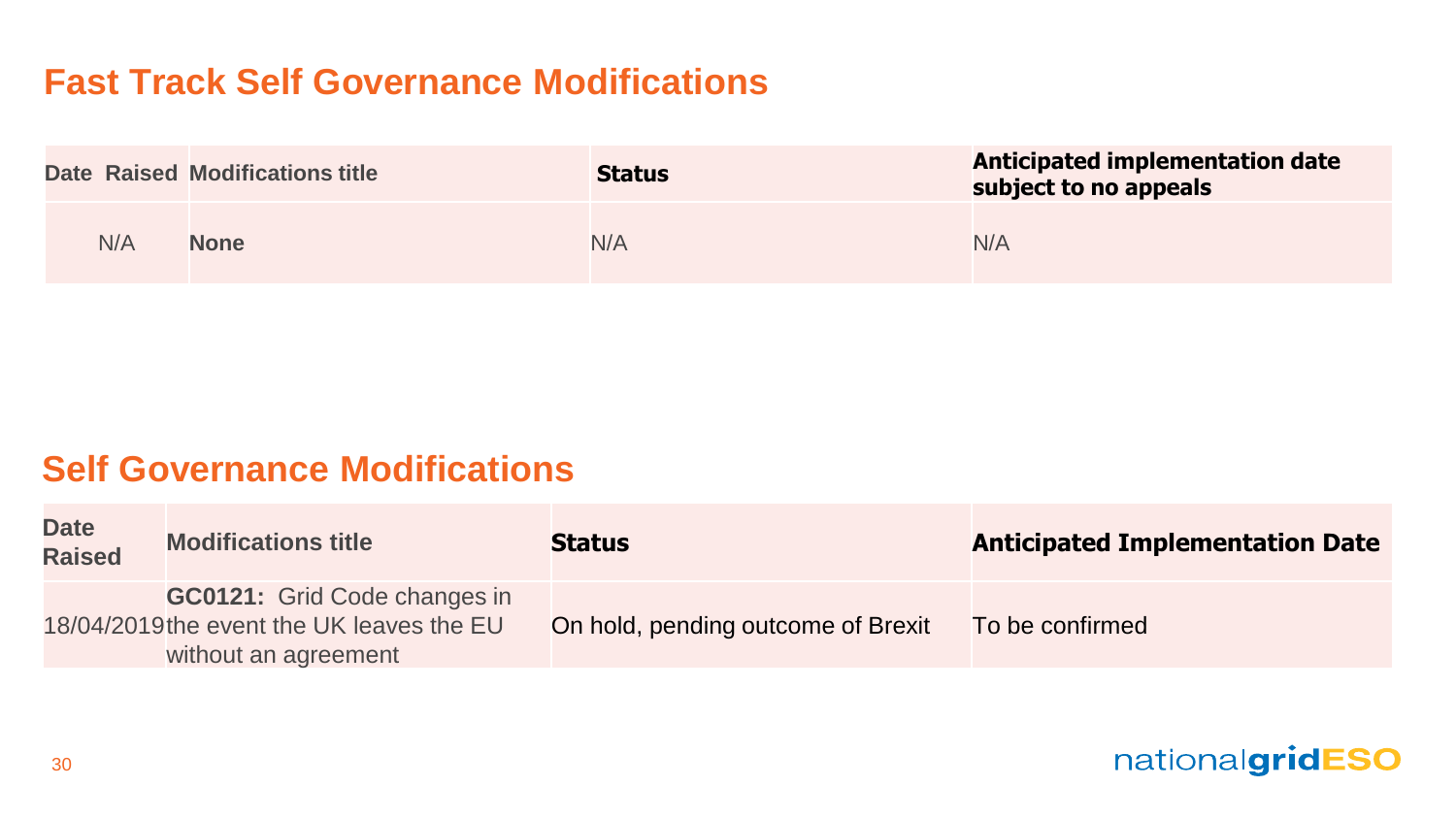## Fast Track Self Governance Modifications

| Date Raised | Modifications title | Status | Anticipated implementation date subject to no appeals |
|---|---|---|---|
| N/A | **None** | N/A | N/A |

## Self Governance Modifications

| Date Raised | Modifications title | Status | Anticipated Implementation Date |
|---|---|---|---|
| 18/04/2019 | **GC0121:** Grid Code changes in the event the UK leaves the EU without an agreement | On hold, pending outcome of Brexit | To be confirmed |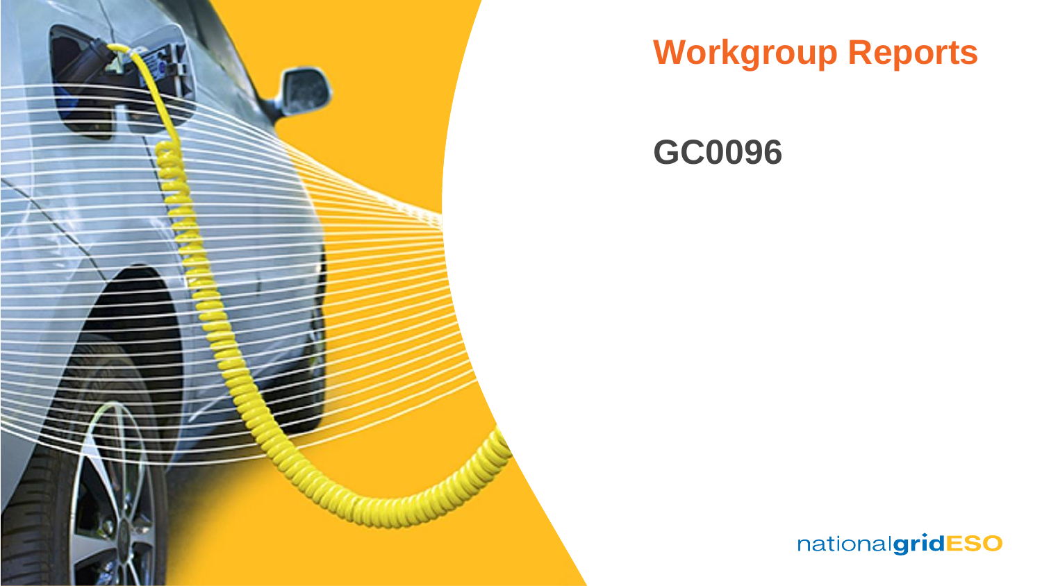# Workgroup Reports

## GC0096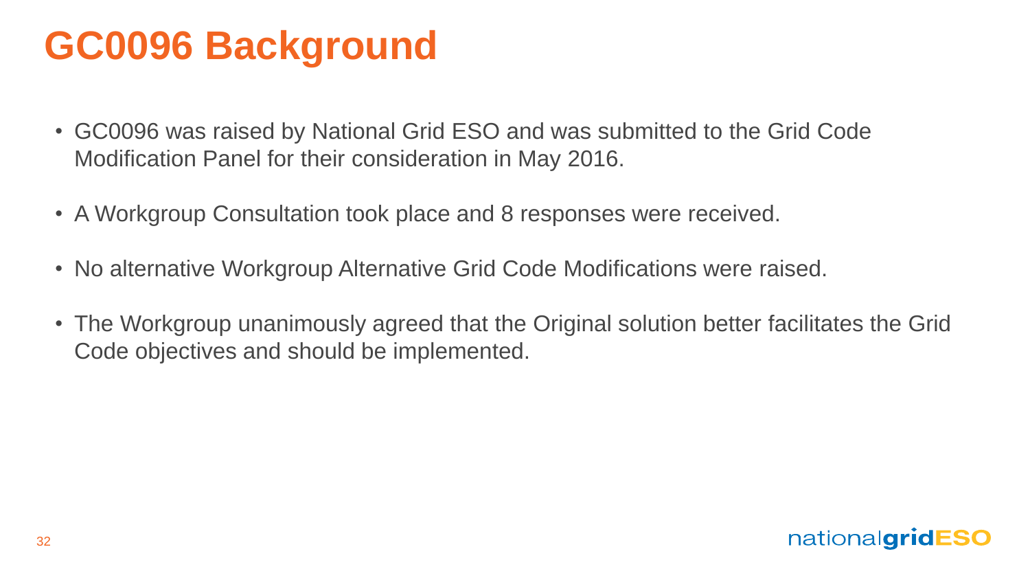# GC0096 Background

- GC0096 was raised by National Grid ESO and was submitted to the Grid Code Modification Panel for their consideration in May 2016.
- A Workgroup Consultation took place and 8 responses were received.
- No alternative Workgroup Alternative Grid Code Modifications were raised.
- The Workgroup unanimously agreed that the Original solution better facilitates the Grid Code objectives and should be implemented.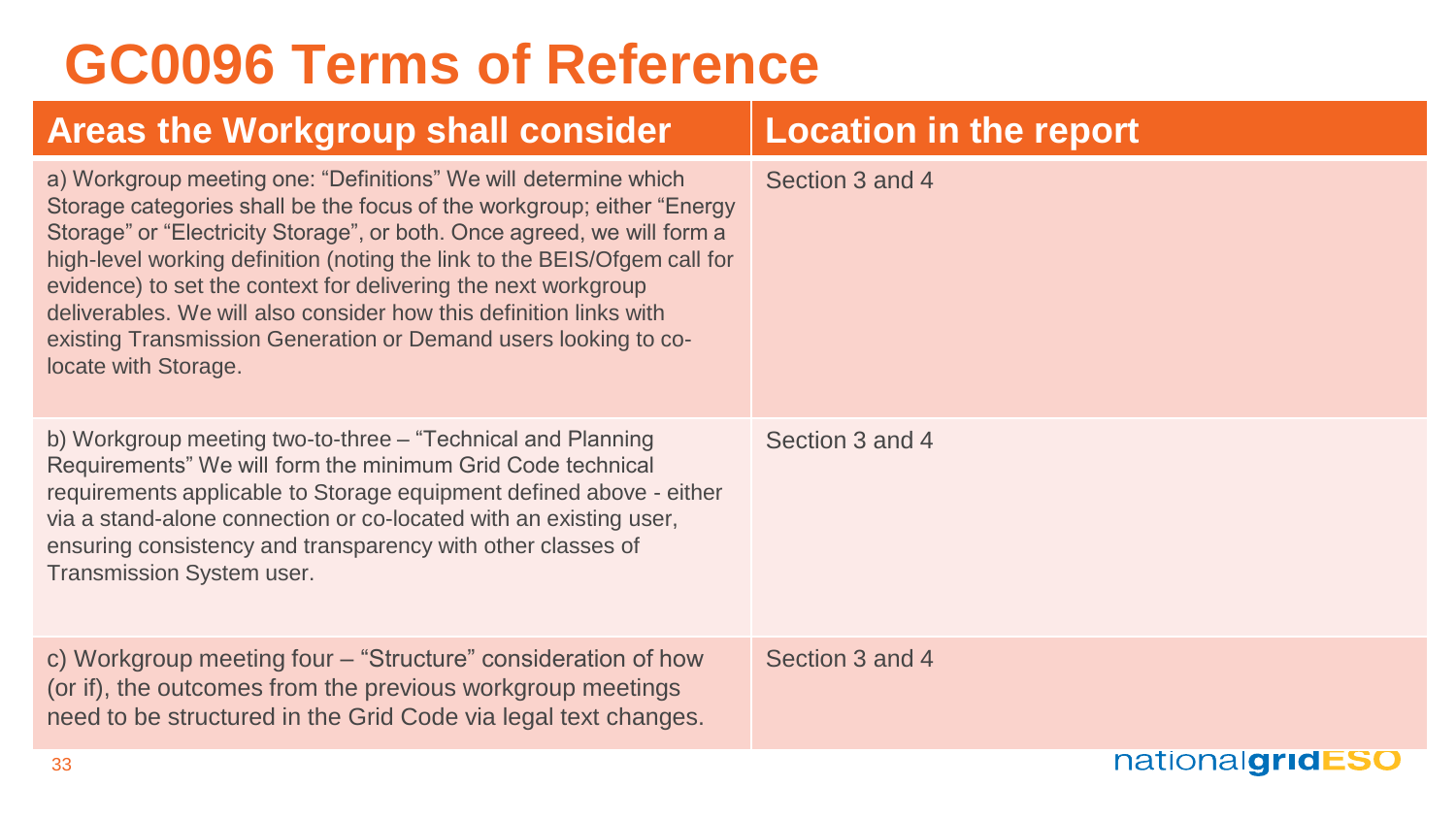# GC0096 Terms of Reference

| Areas the Workgroup shall consider | Location in the report |
|---|---|
| a) Workgroup meeting one: “Definitions” We will determine which Storage categories shall be the focus of the workgroup; either “Energy Storage” or “Electricity Storage”, or both. Once agreed, we will form a high-level working definition (noting the link to the BEIS/Ofgem call for evidence) to set the context for delivering the next workgroup deliverables. We will also consider how this definition links with existing Transmission Generation or Demand users looking to co-locate with Storage. | Section 3 and 4 |
| b) Workgroup meeting two-to-three – “Technical and Planning Requirements” We will form the minimum Grid Code technical requirements applicable to Storage equipment defined above - either via a stand-alone connection or co-located with an existing user, ensuring consistency and transparency with other classes of Transmission System user. | Section 3 and 4 |
| c) Workgroup meeting four – “Structure” consideration of how (or if), the outcomes from the previous workgroup meetings need to be structured in the Grid Code via legal text changes. | Section 3 and 4 |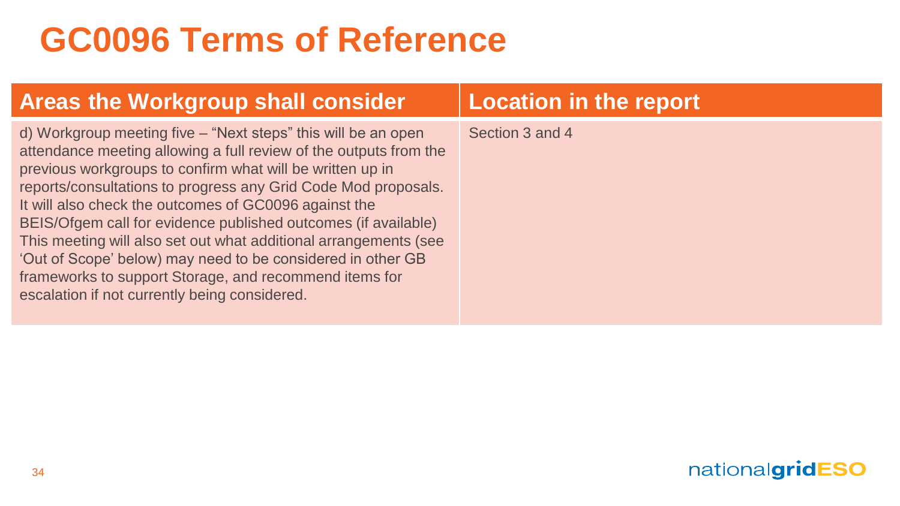# GC0096 Terms of Reference

| Areas the Workgroup shall consider | Location in the report |
| --- | --- |
| d) Workgroup meeting five – “Next steps” this will be an open attendance meeting allowing a full review of the outputs from the previous workgroups to confirm what will be written up in reports/consultations to progress any Grid Code Mod proposals. It will also check the outcomes of GC0096 against the BEIS/Ofgem call for evidence published outcomes (if available) This meeting will also set out what additional arrangements (see ‘Out of Scope’ below) may need to be considered in other GB frameworks to support Storage, and recommend items for escalation if not currently being considered. | Section 3 and 4 |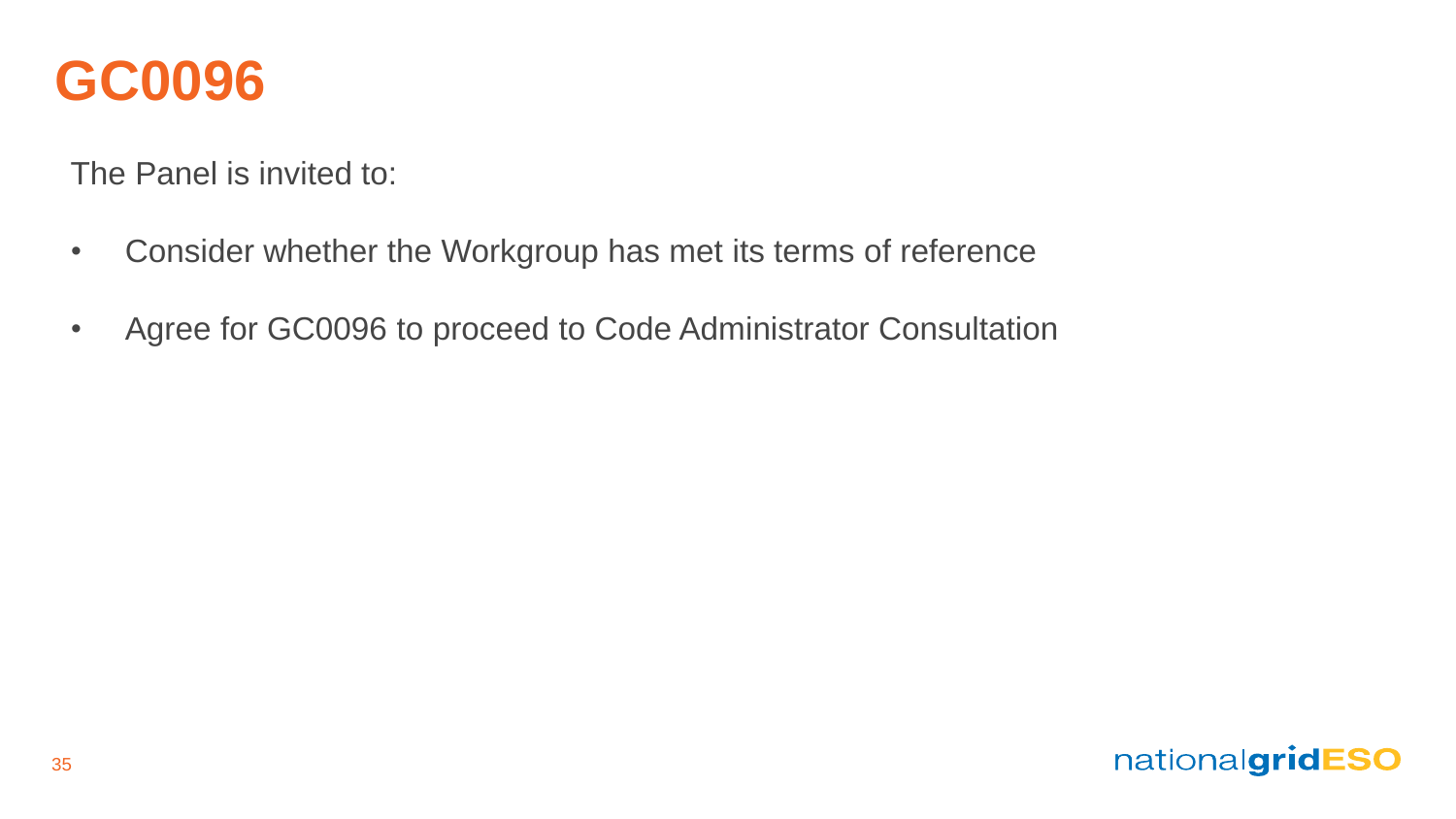# GC0096

The Panel is invited to:

- Consider whether the Workgroup has met its terms of reference
- Agree for GC0096 to proceed to Code Administrator Consultation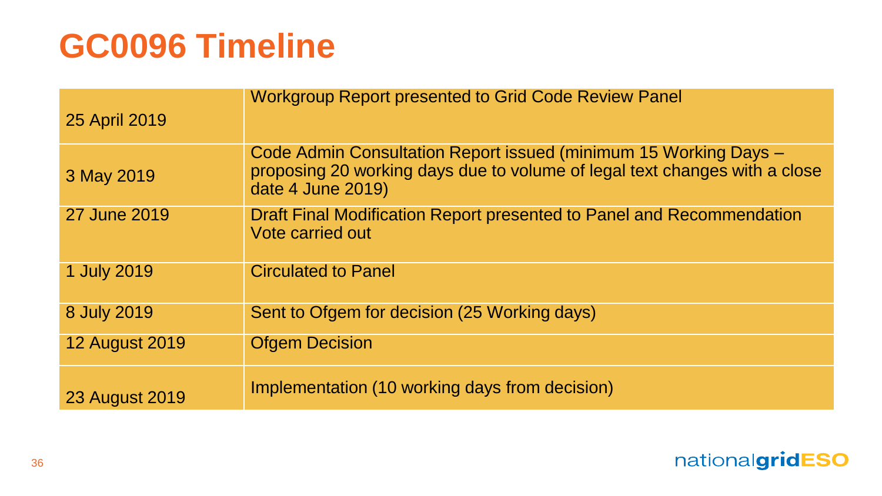# GC0096 Timeline

| | |
|---|---|
| 25 April 2019 | Workgroup Report presented to Grid Code Review Panel |
| 3 May 2019 | Code Admin Consultation Report issued (minimum 15 Working Days – proposing 20 working days due to volume of legal text changes with a close date 4 June 2019) |
| 27 June 2019 | Draft Final Modification Report presented to Panel and Recommendation Vote carried out |
| 1 July 2019 | Circulated to Panel |
| 8 July 2019 | Sent to Ofgem for decision (25 Working days) |
| 12 August 2019 | Ofgem Decision |
| 23 August 2019 | Implementation (10 working days from decision) |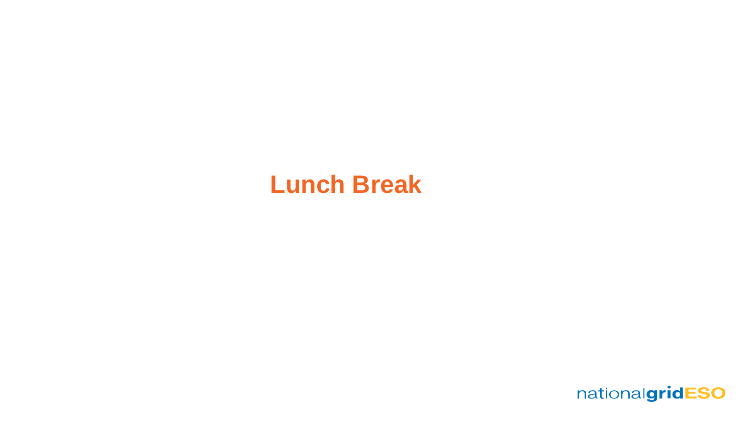# Lunch Break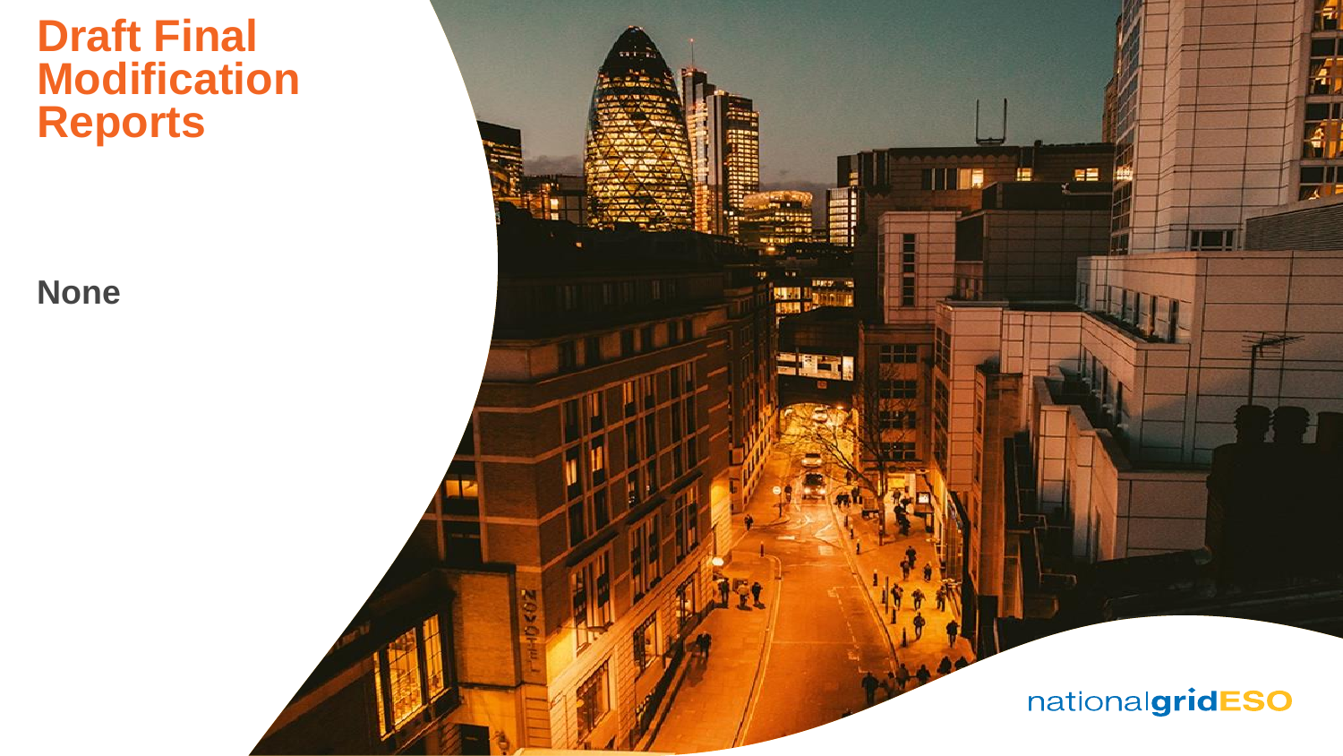# Draft Final Modification Reports

None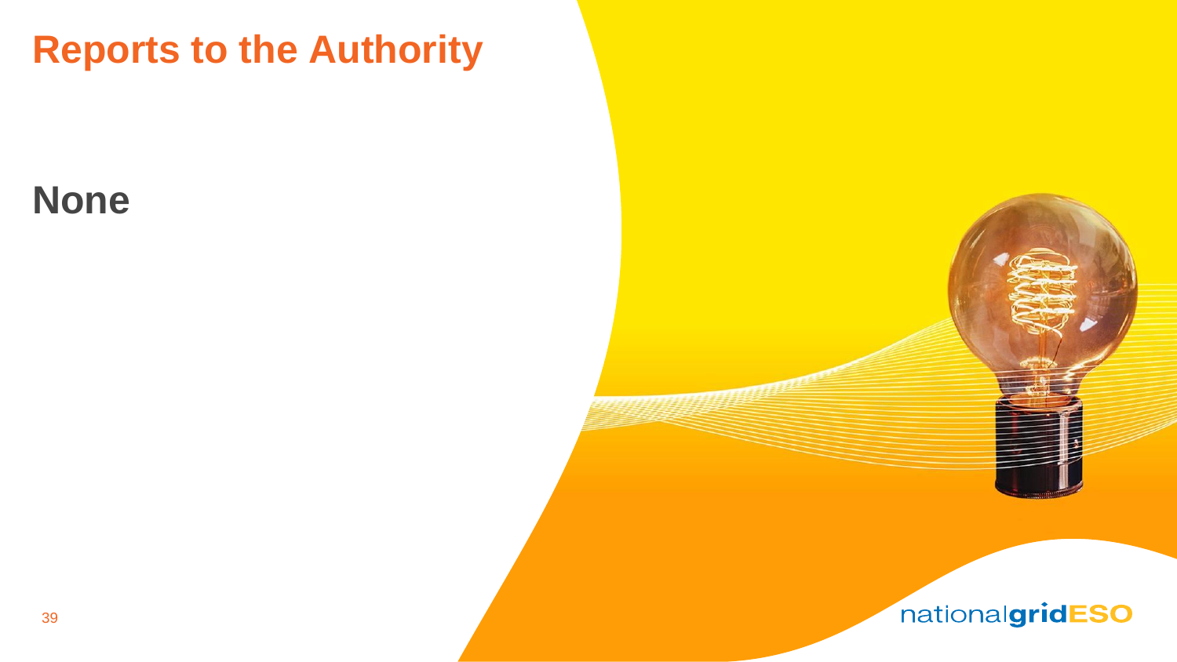# Reports to the Authority

**None**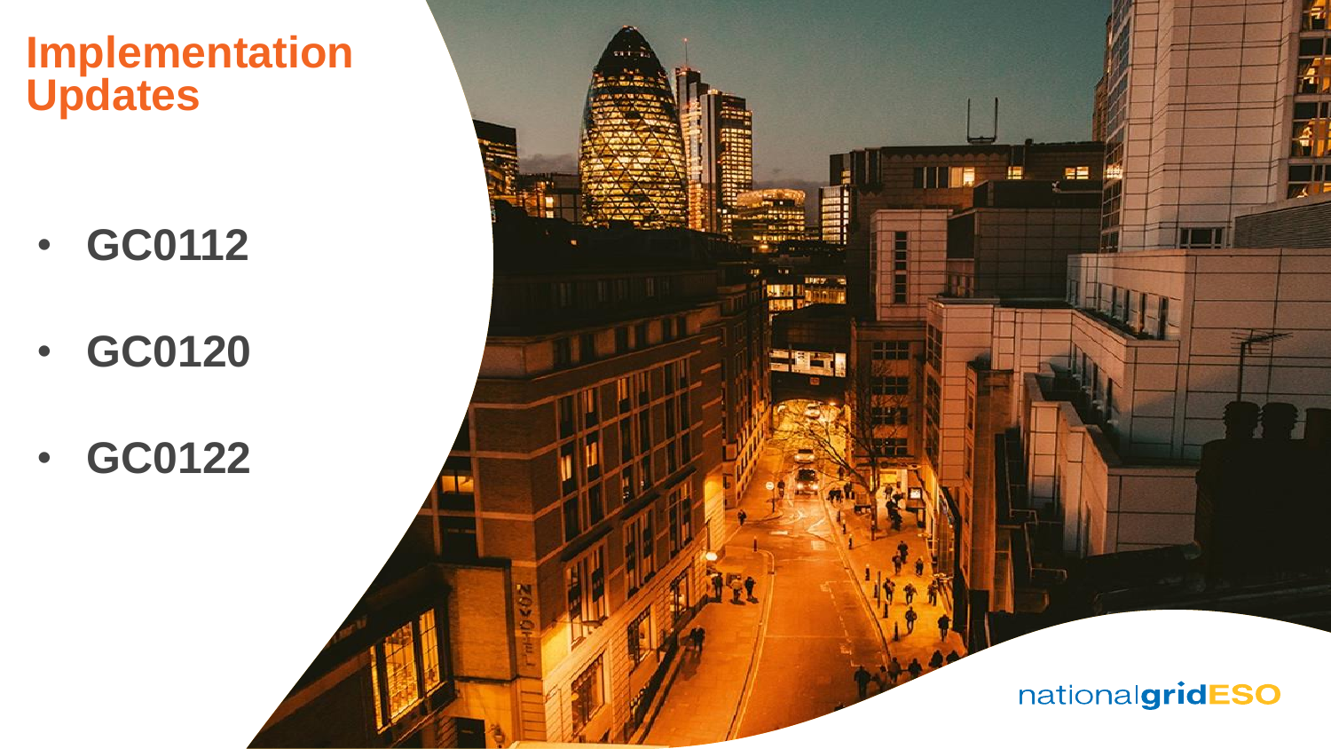# Implementation Updates

- GC0112
- GC0120
- GC0122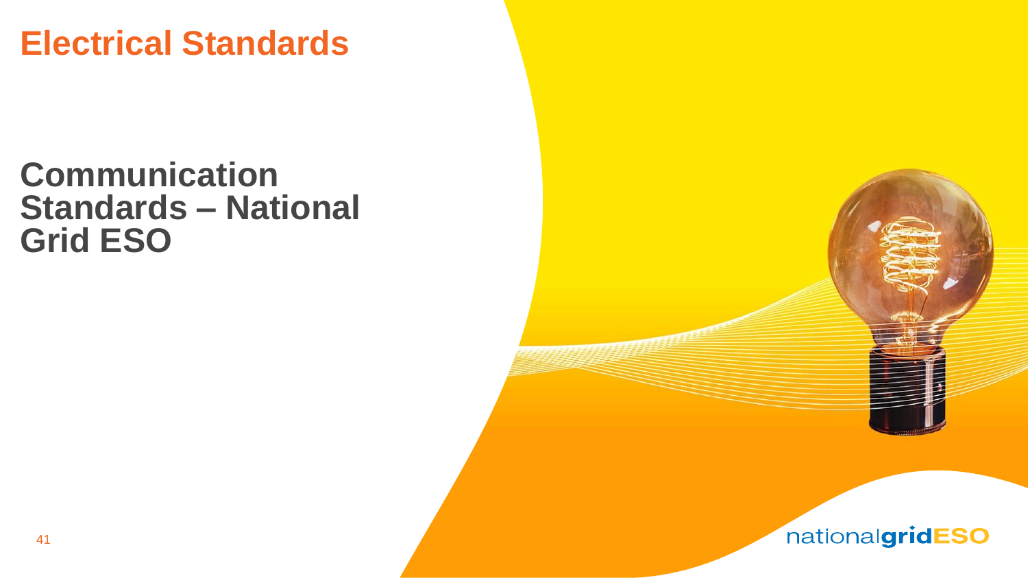# Electrical Standards

## Communication Standards – National Grid ESO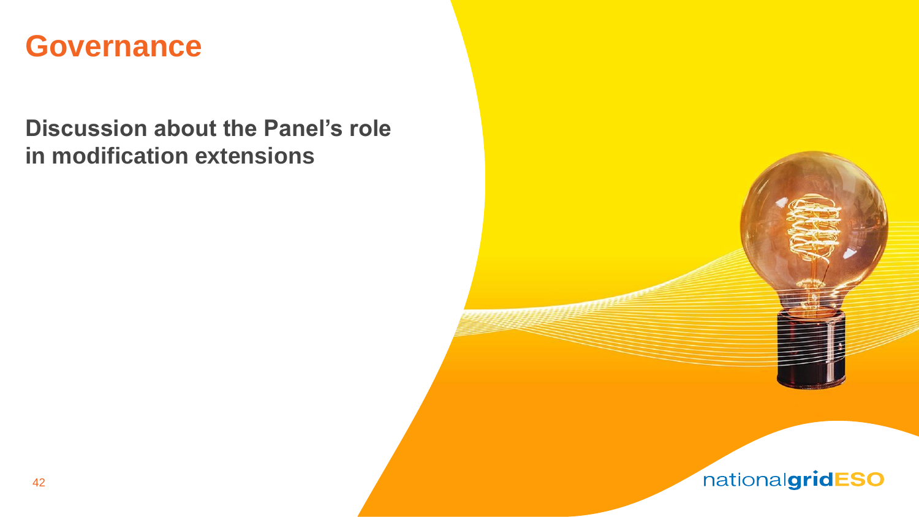# Governance

## Discussion about the Panel's role in modification extensions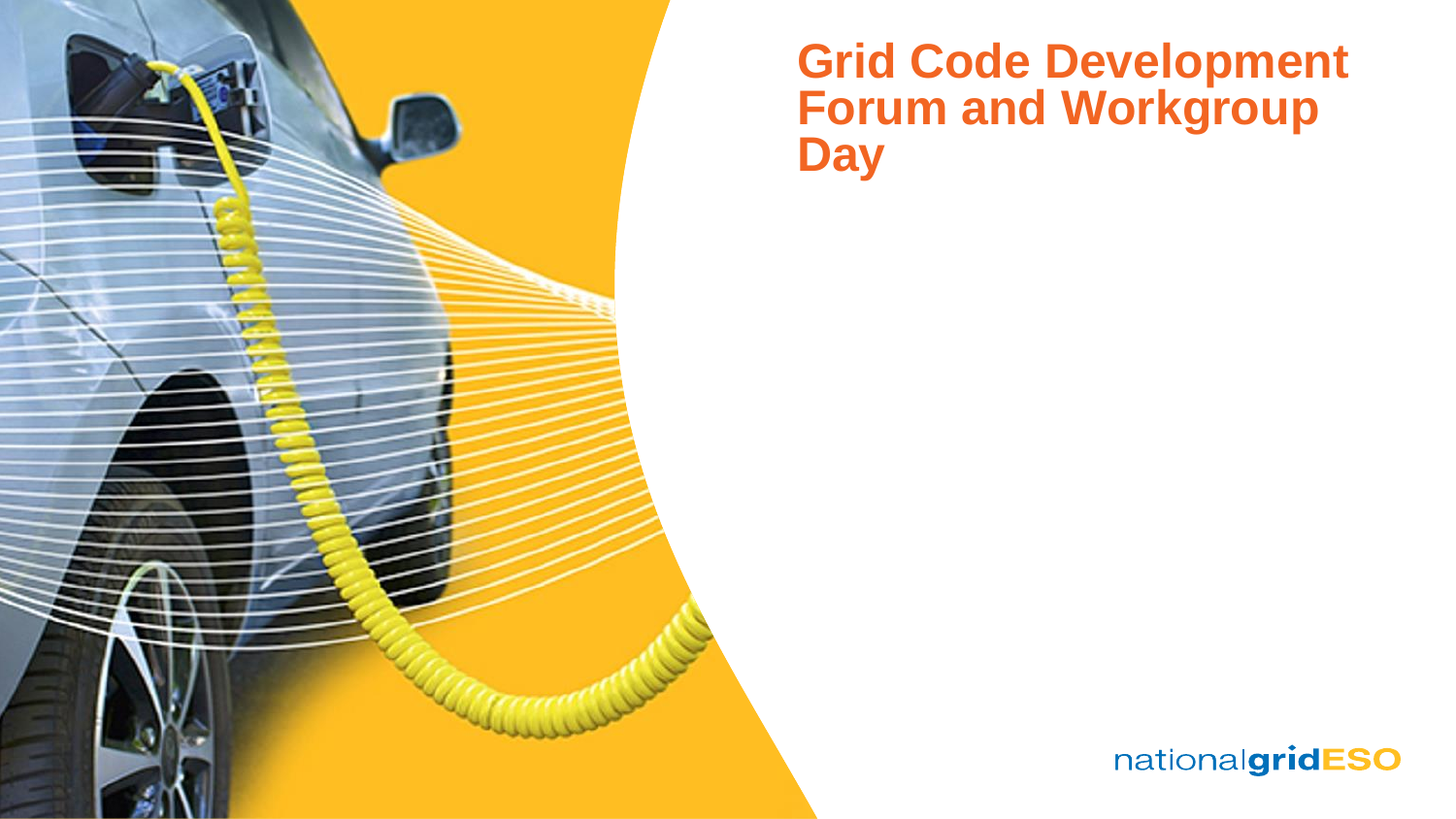# Grid Code Development Forum and Workgroup Day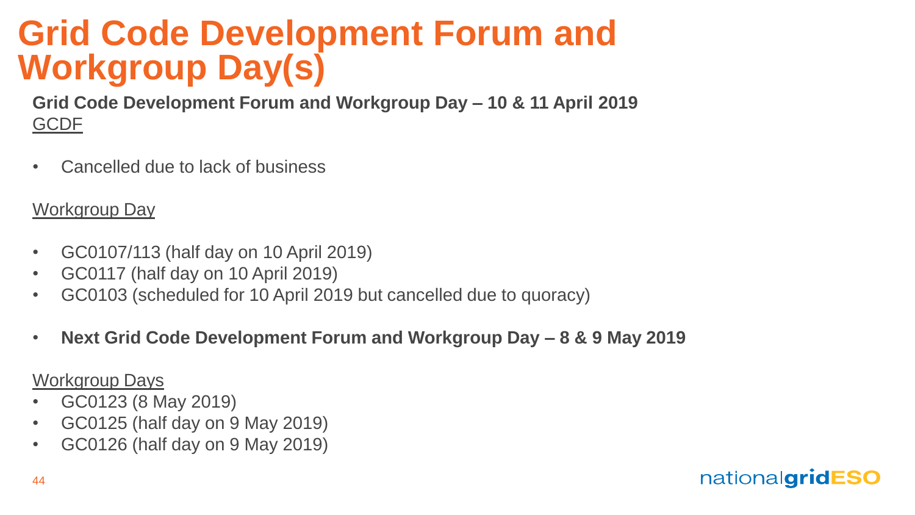# Grid Code Development Forum and Workgroup Day(s)

**Grid Code Development Forum and Workgroup Day – 10 & 11 April 2019**

GCDF

- Cancelled due to lack of business

Workgroup Day

- GC0107/113 (half day on 10 April 2019)
- GC0117 (half day on 10 April 2019)
- GC0103 (scheduled for 10 April 2019 but cancelled due to quoracy)

- **Next Grid Code Development Forum and Workgroup Day – 8 & 9 May 2019**

Workgroup Days

- GC0123 (8 May 2019)
- GC0125 (half day on 9 May 2019)
- GC0126 (half day on 9 May 2019)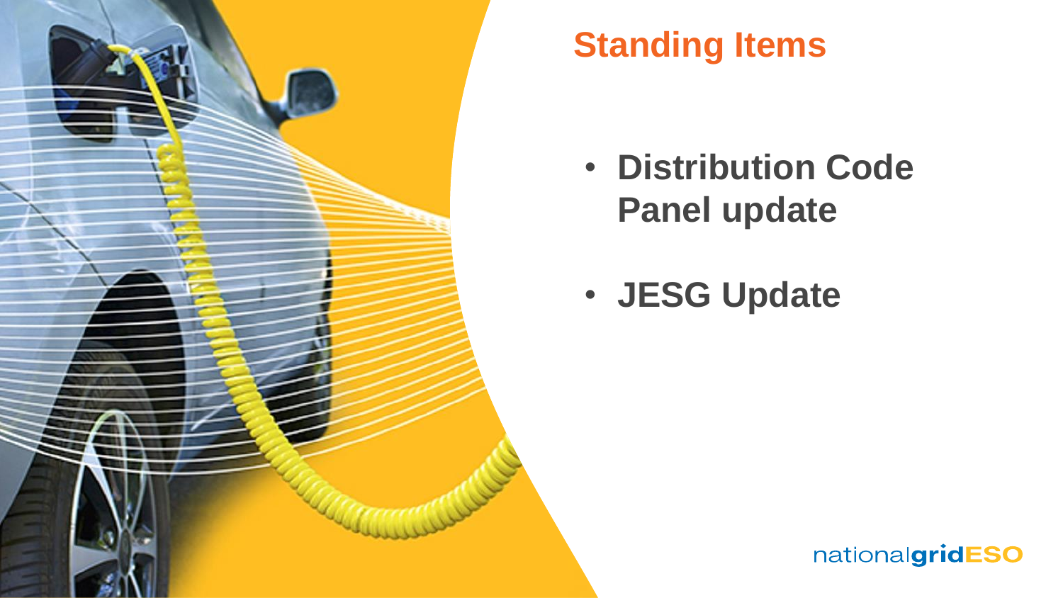# Standing Items

- Distribution Code Panel update
- JESG Update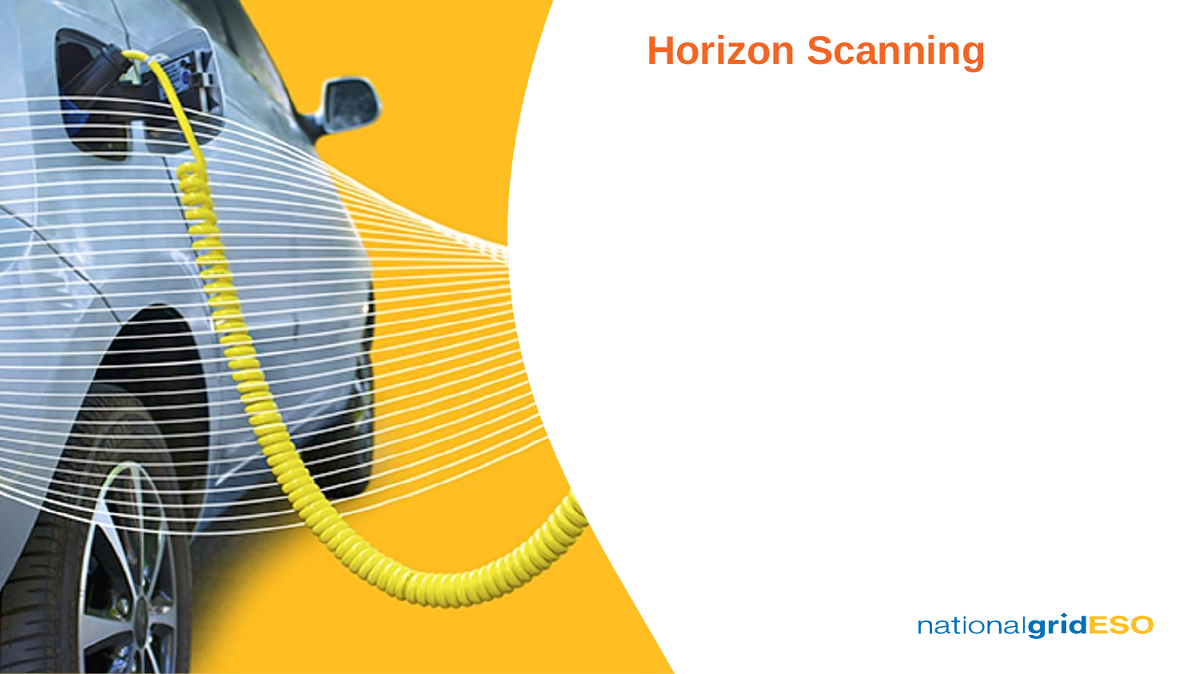# Horizon Scanning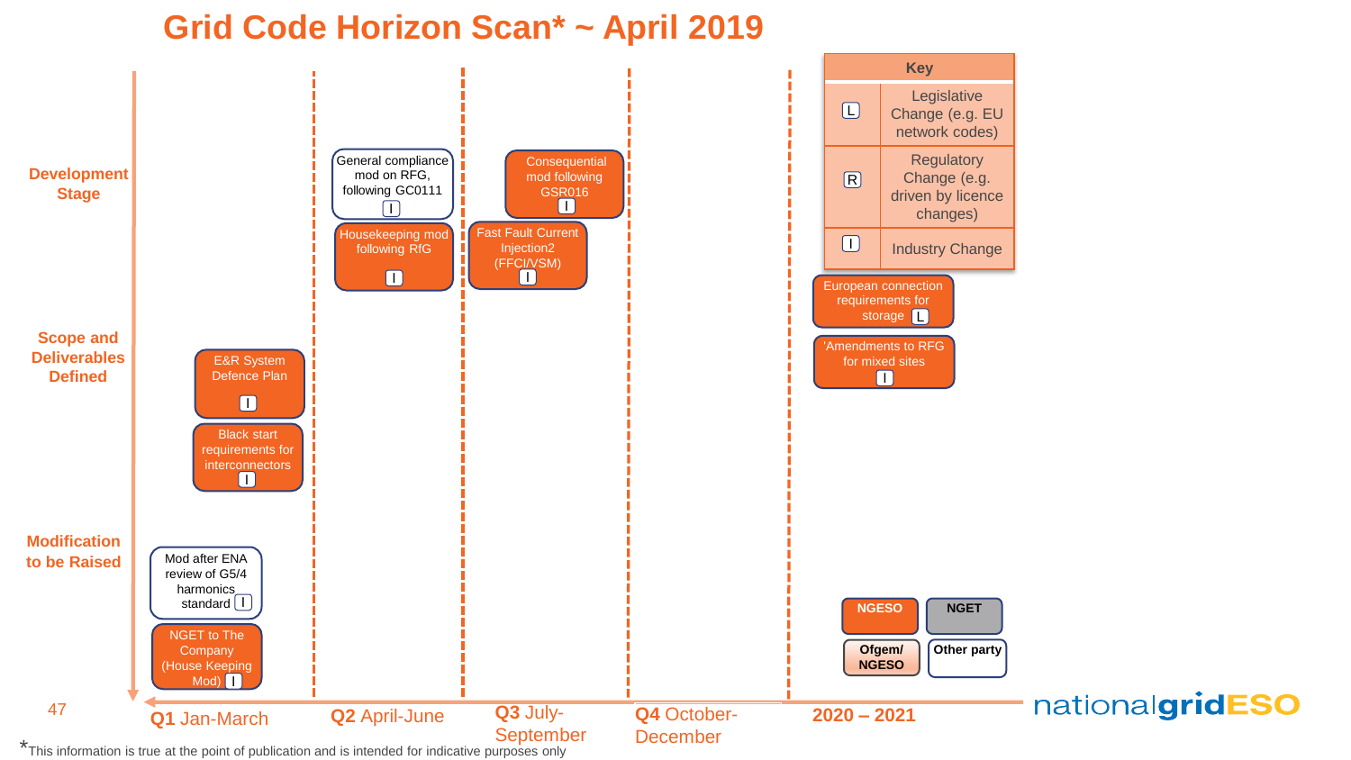# Grid Code Horizon Scan* ~ April 2019

| Stage | Q1 Jan-March | Q2 April-June | Q3 July-September | Q4 October-December | 2020 – 2021 |
|---|---|---|---|---|---|
| Development Stage | | General compliance mod on RFG, following GC0111 [I]; Housekeeping mod following RfG [I] | Consequential mod following GSR016 [I]; Fast Fault Current Injection2 (FFCI/VSM) [I] | | European connection requirements for storage [L]; 'Amendments to RFG for mixed sites [I] |
| Scope and Deliverables Defined | E&R System Defence Plan [I]; Black start requirements for interconnectors [I] | | | | |
| Modification to be Raised | Mod after ENA review of G5/4 harmonics standard [I]; NGET to The Company (House Keeping Mod) [I] | | | | |

**Key**

| Symbol | Meaning |
|---|---|
| L | Legislative Change (e.g. EU network codes) |
| R | Regulatory Change (e.g. driven by licence changes) |
| I | Industry Change |

NGESO | NGET | Ofgem/ NGESO | Other party

*This information is true at the point of publication and is intended for indicative purposes only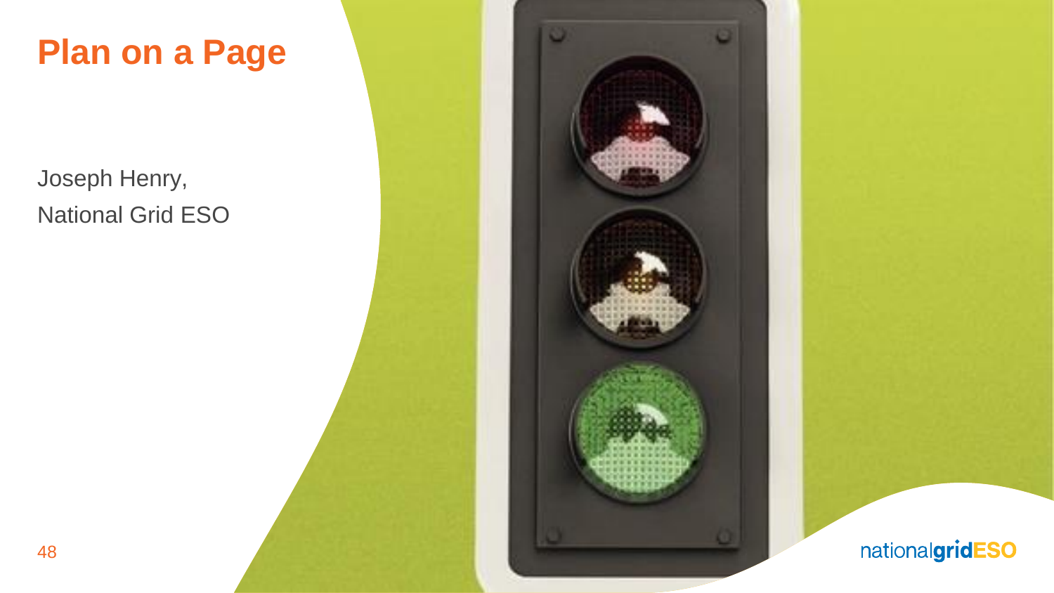# Plan on a Page

Joseph Henry,
National Grid ESO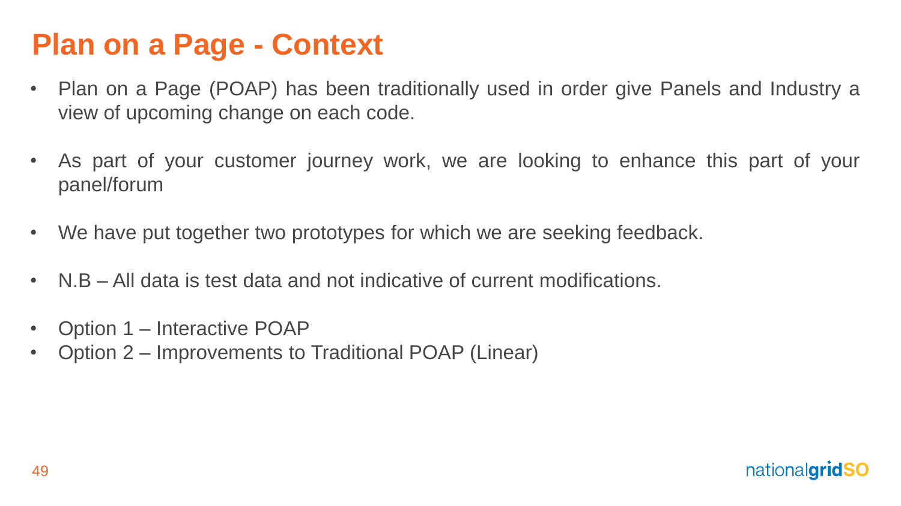# Plan on a Page - Context

- Plan on a Page (POAP) has been traditionally used in order give Panels and Industry a view of upcoming change on each code.
- As part of your customer journey work, we are looking to enhance this part of your panel/forum
- We have put together two prototypes for which we are seeking feedback.
- N.B – All data is test data and not indicative of current modifications.
- Option 1 – Interactive POAP
- Option 2 – Improvements to Traditional POAP (Linear)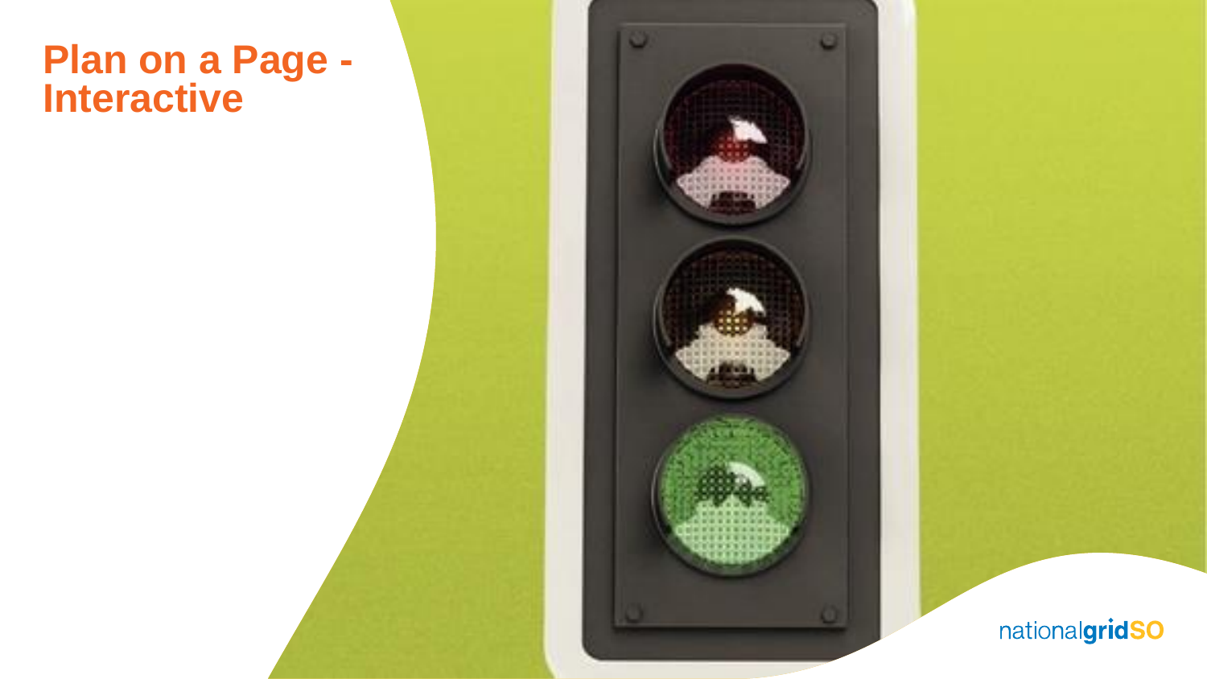# Plan on a Page - Interactive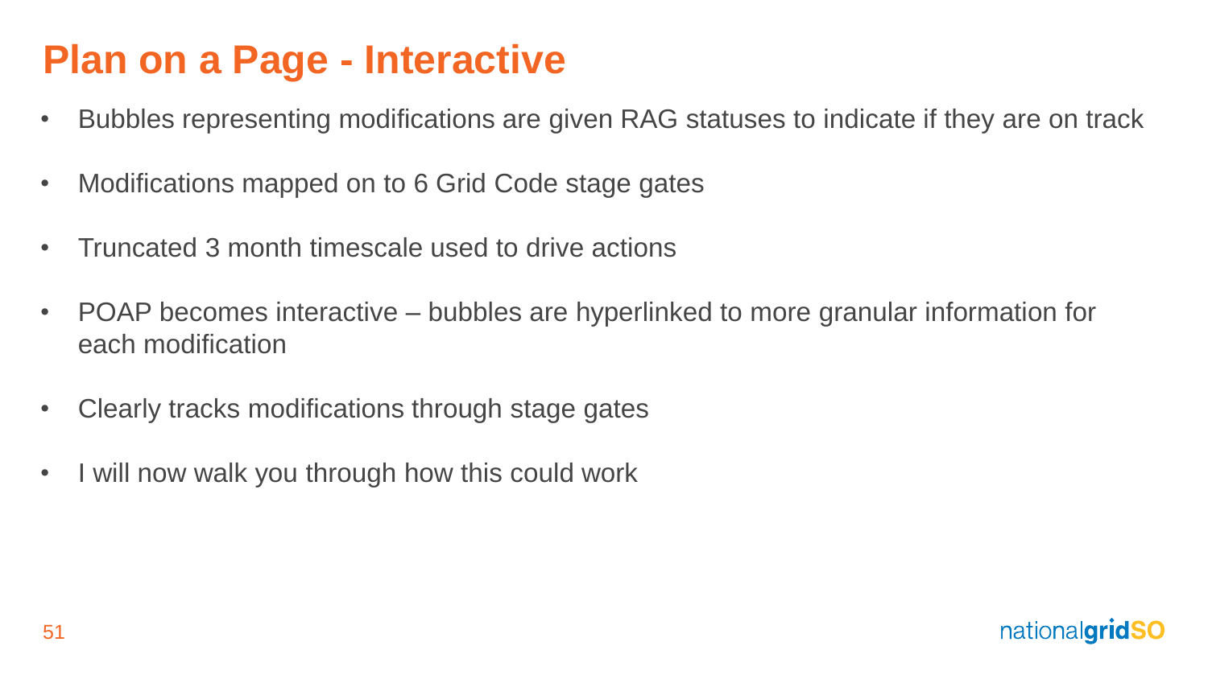# Plan on a Page - Interactive

- Bubbles representing modifications are given RAG statuses to indicate if they are on track
- Modifications mapped on to 6 Grid Code stage gates
- Truncated 3 month timescale used to drive actions
- POAP becomes interactive – bubbles are hyperlinked to more granular information for each modification
- Clearly tracks modifications through stage gates
- I will now walk you through how this could work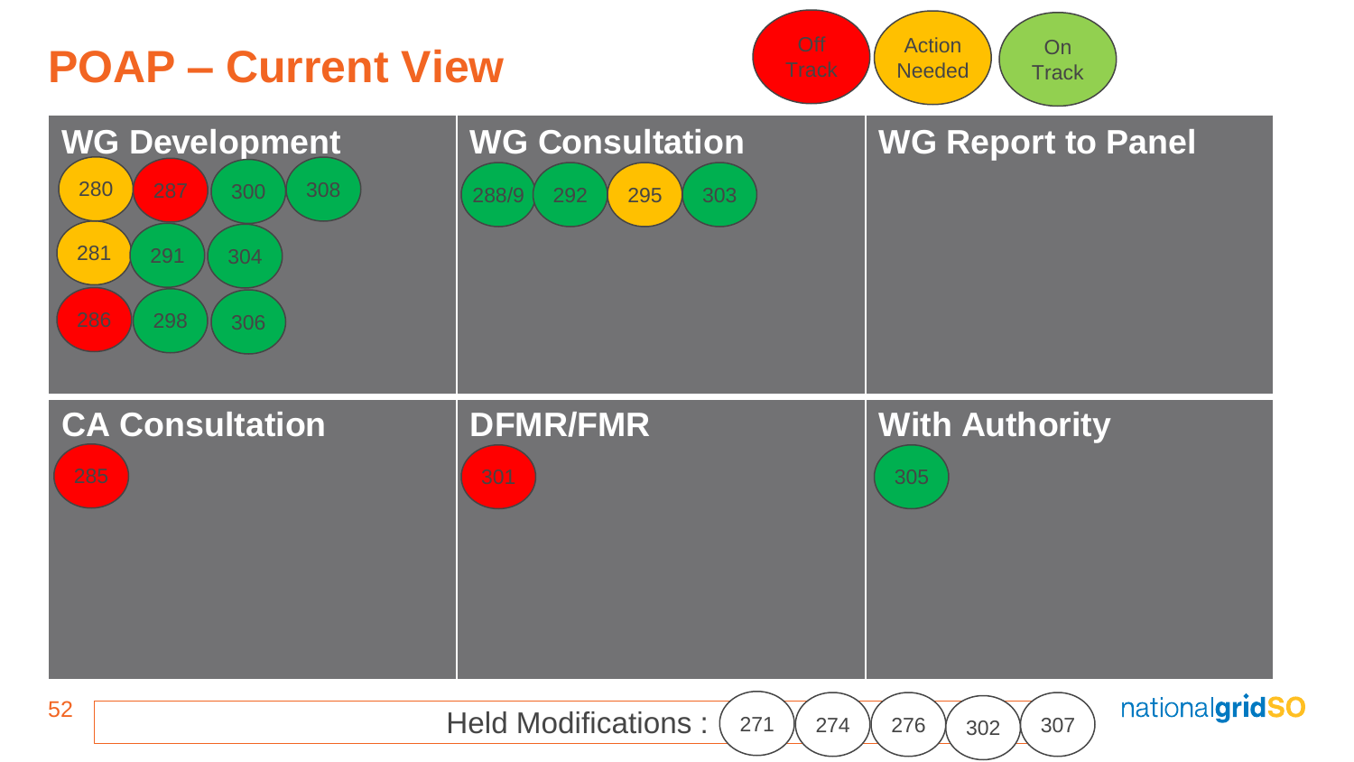# POAP – Current View

Legend: Off Track | Action Needed | On Track

## WG Development

- 280 (Action Needed)
- 287 (Off Track)
- 300 (On Track)
- 308 (On Track)
- 281 (Action Needed)
- 291 (On Track)
- 304 (On Track)
- 286 (Off Track)
- 298 (On Track)
- 306 (On Track)

## WG Consultation

- 288/9 (On Track)
- 292 (On Track)
- 295 (Action Needed)
- 303 (On Track)

## WG Report to Panel

## CA Consultation

- 285 (Off Track)

## DFMR/FMR

- 301 (Off Track)

## With Authority

- 305 (On Track)

Held Modifications : 271, 274, 276, 302, 307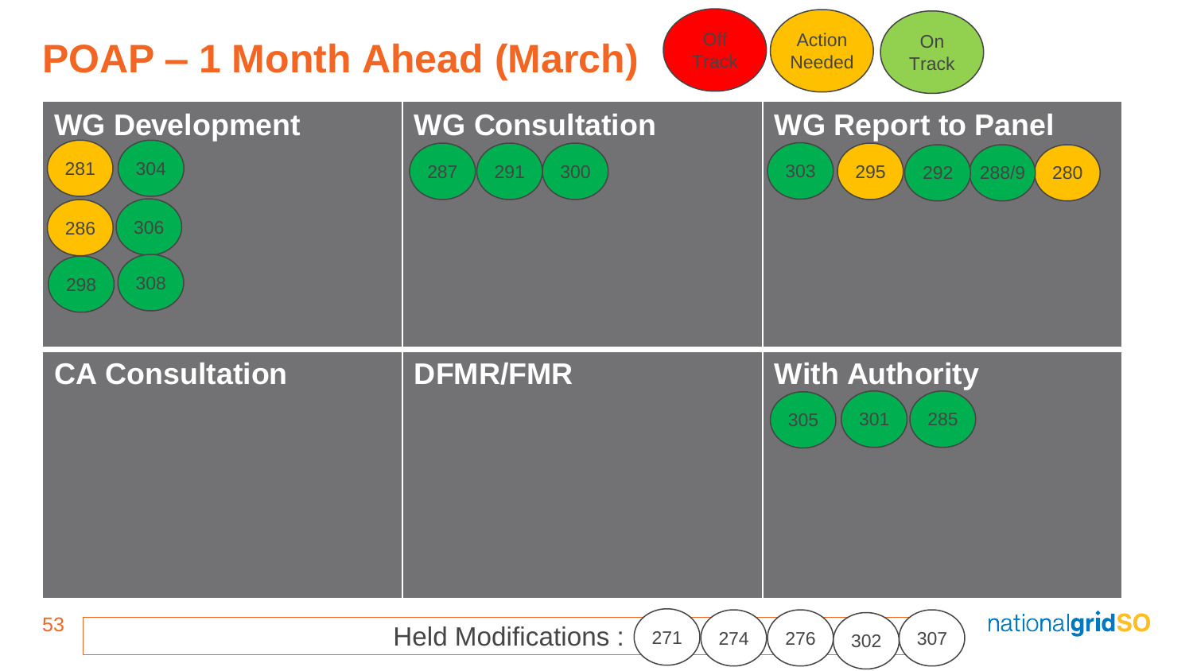# POAP – 1 Month Ahead (March)

Off Track | Action Needed | On Track

## WG Development

281 (Action Needed), 304 (On Track), 286 (Action Needed), 306 (On Track), 298 (On Track), 308 (On Track)

## WG Consultation

287 (On Track), 291 (On Track), 300 (On Track)

## WG Report to Panel

303 (On Track), 295 (Action Needed), 292 (On Track), 288/9 (On Track), 280 (Action Needed)

## CA Consultation

## DFMR/FMR

## With Authority

305 (On Track), 301 (On Track), 285 (On Track)

Held Modifications : 271, 274, 276, 302, 307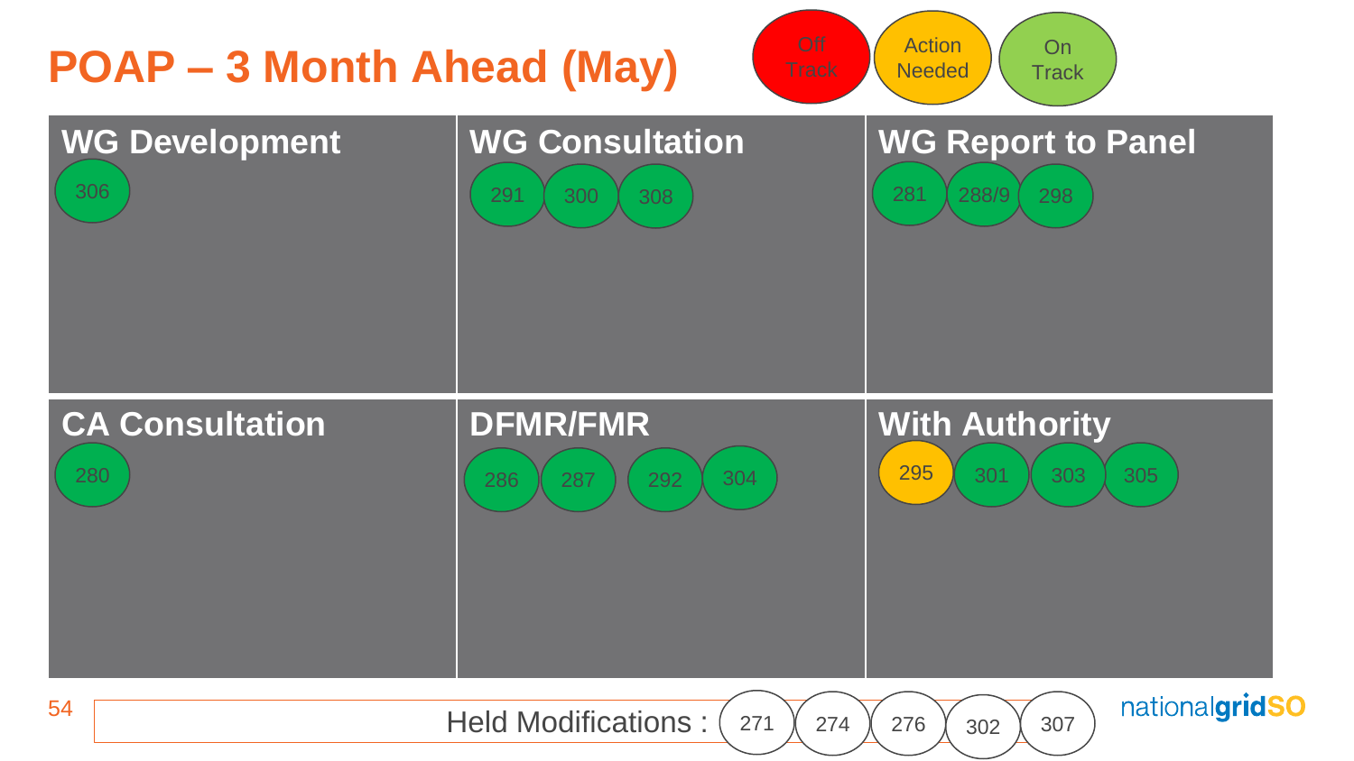# POAP – 3 Month Ahead (May)

Off Track | Action Needed | On Track

## WG Development

306

## WG Consultation

291 300 308

## WG Report to Panel

281 288/9 298

## CA Consultation

280

## DFMR/FMR

286 287 292 304

## With Authority

295 301 303 305

Held Modifications : 271 274 276 302 307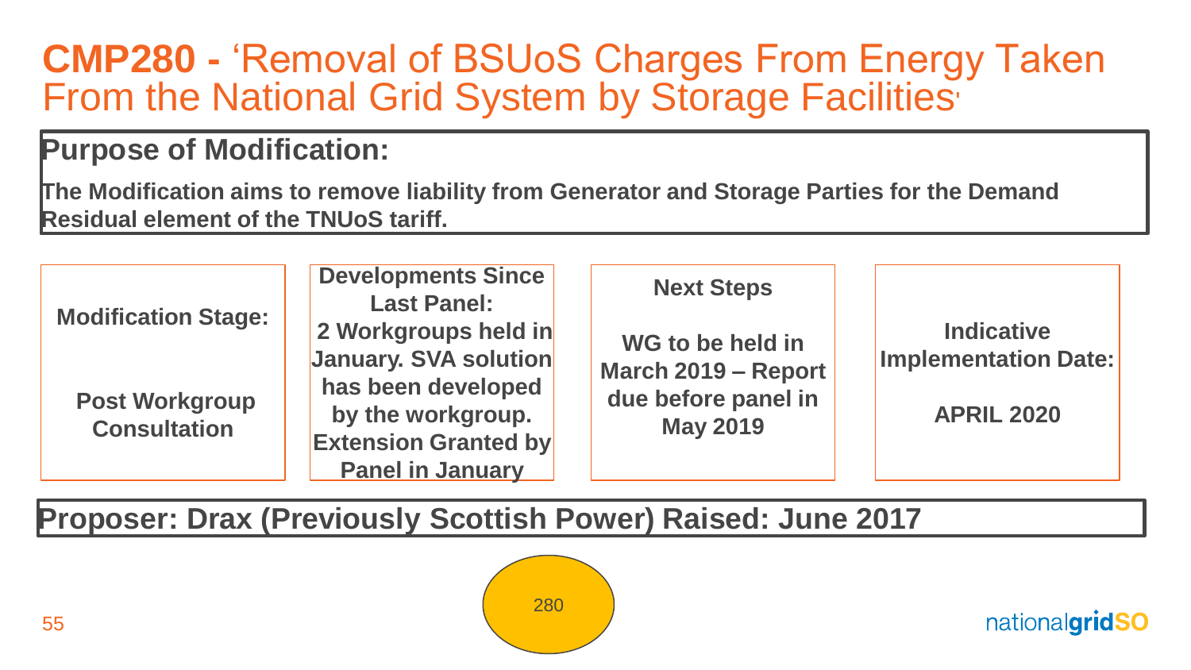# **CMP280 -** 'Removal of BSUoS Charges From Energy Taken From the National Grid System by Storage Facilities'

**Purpose of Modification:**

**The Modification aims to remove liability from Generator and Storage Parties for the Demand Residual element of the TNUoS tariff.**

**Modification Stage:**

**Post Workgroup Consultation**

**Developments Since Last Panel:**
**2 Workgroups held in January. SVA solution has been developed by the workgroup. Extension Granted by Panel in January**

**Next Steps**

**WG to be held in March 2019 – Report due before panel in May 2019**

**Indicative Implementation Date:**

**APRIL 2020**

**Proposer: Drax (Previously Scottish Power) Raised: June 2017**

280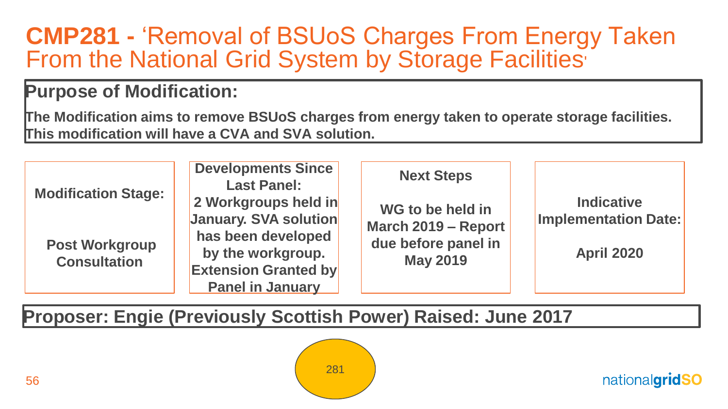# CMP281 - 'Removal of BSUoS Charges From Energy Taken From the National Grid System by Storage Facilities'

## Purpose of Modification:

**The Modification aims to remove BSUoS charges from energy taken to operate storage facilities. This modification will have a CVA and SVA solution.**

| Modification Stage: | Developments Since Last Panel: | Next Steps | Indicative Implementation Date: |
| --- | --- | --- | --- |
| Post Workgroup Consultation | 2 Workgroups held in January. SVA solution has been developed by the workgroup. Extension Granted by Panel in January | WG to be held in March 2019 – Report due before panel in May 2019 | April 2020 |

**Proposer: Engie (Previously Scottish Power) Raised: June 2017**

281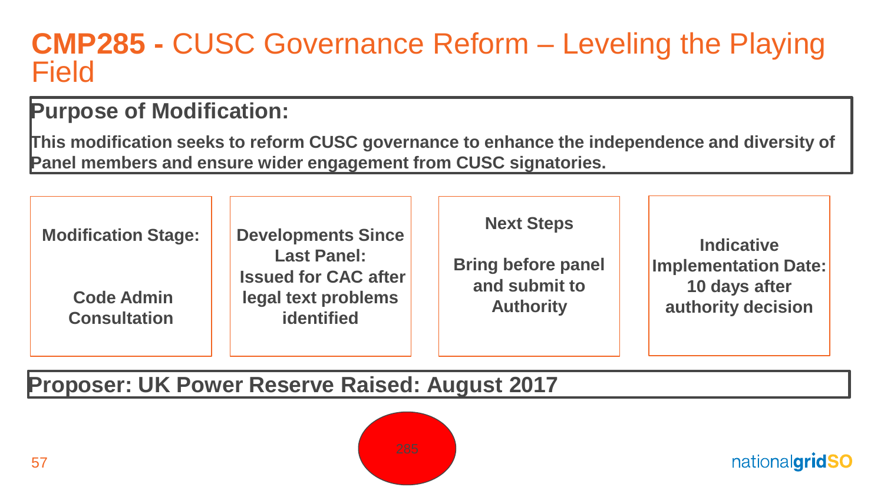# **CMP285 -** CUSC Governance Reform – Leveling the Playing Field

**Purpose of Modification:**

**This modification seeks to reform CUSC governance to enhance the independence and diversity of Panel members and ensure wider engagement from CUSC signatories.**

**Modification Stage:**

**Code Admin Consultation**

**Developments Since Last Panel:**
**Issued for CAC after legal text problems identified**

**Next Steps**

**Bring before panel and submit to Authority**

**Indicative Implementation Date:**
**10 days after authority decision**

**Proposer: UK Power Reserve Raised: August 2017**

285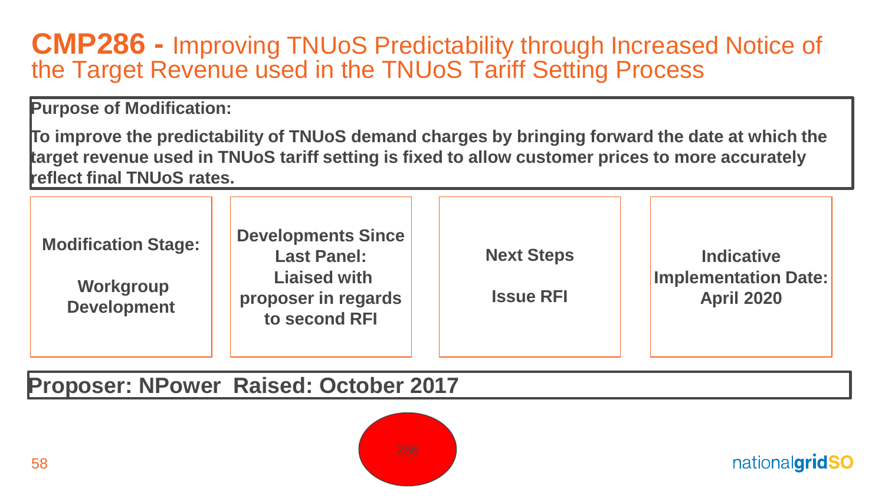# CMP286 - Improving TNUoS Predictability through Increased Notice of the Target Revenue used in the TNUoS Tariff Setting Process

**Purpose of Modification:**

**To improve the predictability of TNUoS demand charges by bringing forward the date at which the target revenue used in TNUoS tariff setting is fixed to allow customer prices to more accurately reflect final TNUoS rates.**

| **Modification Stage:** | **Developments Since Last Panel:** | **Next Steps** | **Indicative Implementation Date:** |
| --- | --- | --- | --- |
| **Workgroup Development** | **Liaised with proposer in regards to second RFI** | **Issue RFI** | **April 2020** |

**Proposer: NPower Raised: October 2017**

286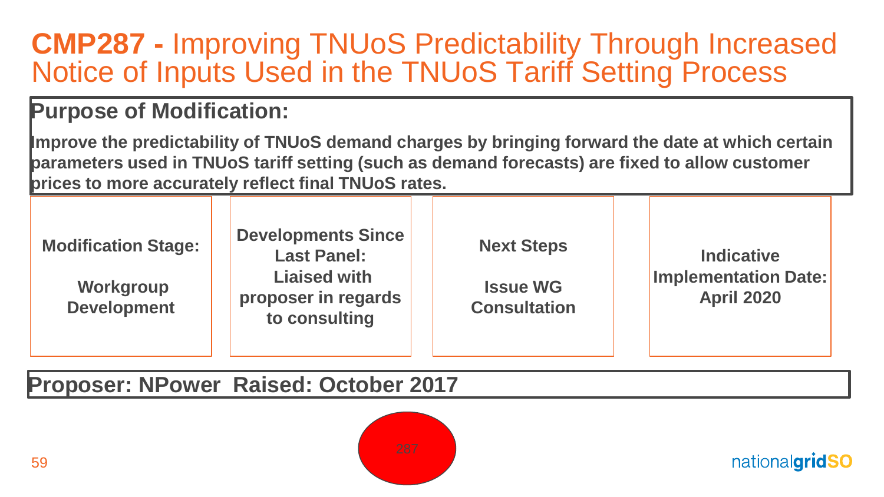# CMP287 - Improving TNUoS Predictability Through Increased Notice of Inputs Used in the TNUoS Tariff Setting Process

## Purpose of Modification:

**Improve the predictability of TNUoS demand charges by bringing forward the date at which certain parameters used in TNUoS tariff setting (such as demand forecasts) are fixed to allow customer prices to more accurately reflect final TNUoS rates.**

**Modification Stage:**

**Workgroup Development**

**Developments Since Last Panel:**
**Liaised with proposer in regards to consulting**

**Next Steps**

**Issue WG Consultation**

**Indicative Implementation Date:**
**April 2020**

**Proposer: NPower Raised: October 2017**

287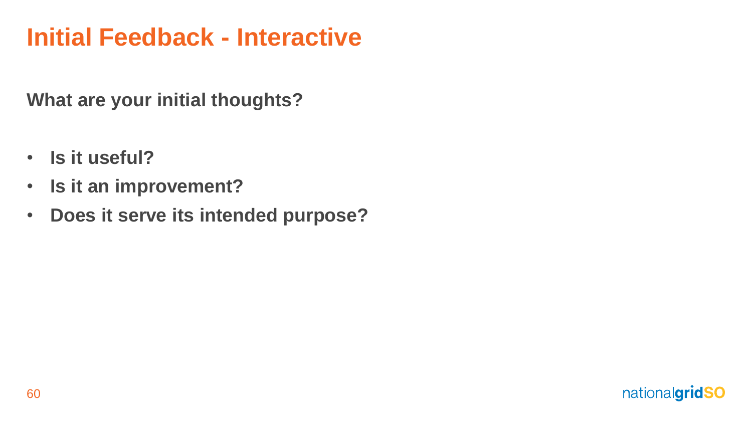# Initial Feedback - Interactive

**What are your initial thoughts?**

- **Is it useful?**
- **Is it an improvement?**
- **Does it serve its intended purpose?**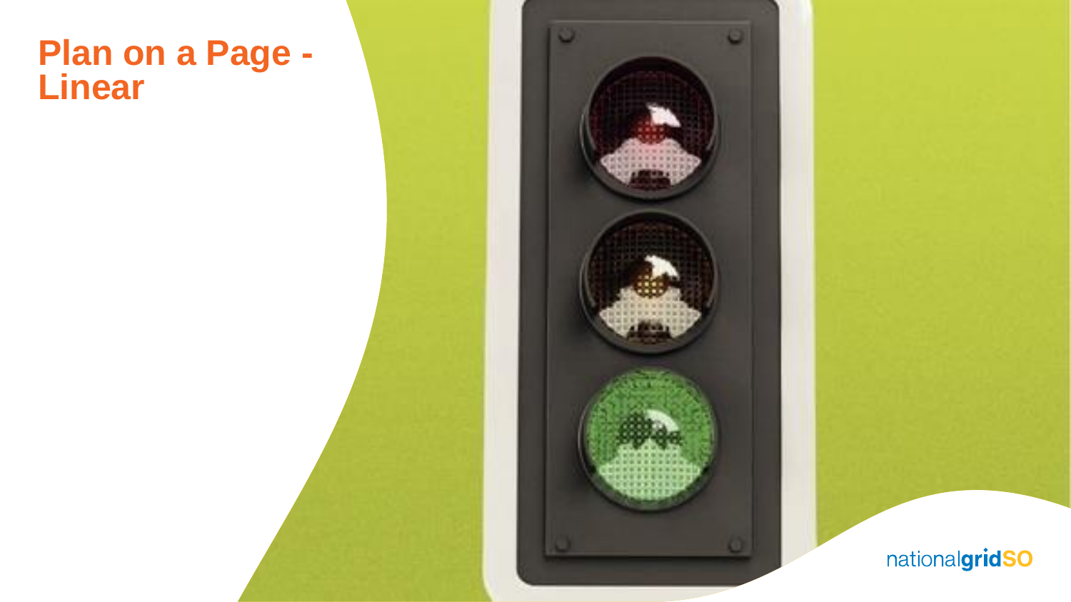# Plan on a Page - Linear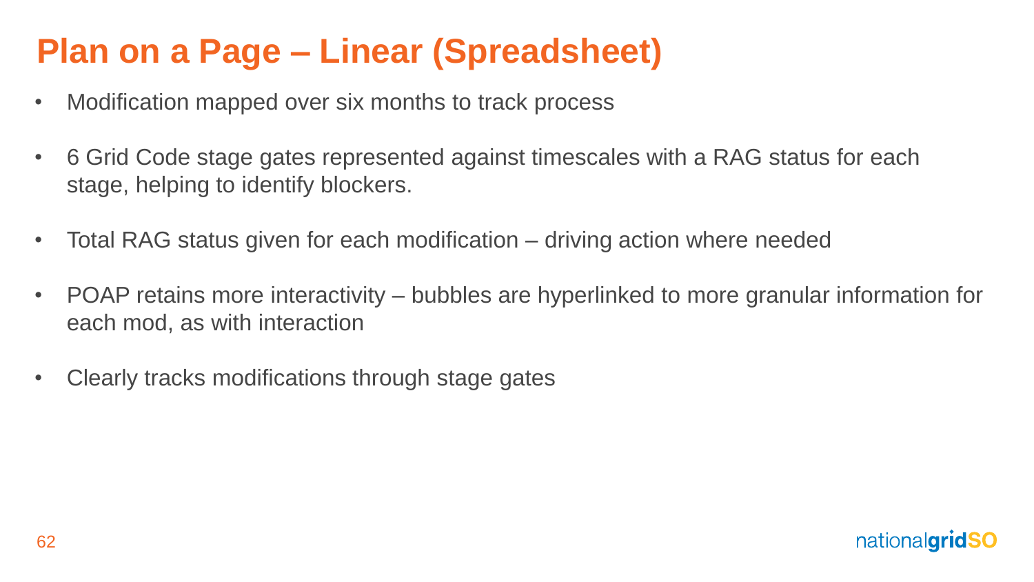# Plan on a Page – Linear (Spreadsheet)

- Modification mapped over six months to track process
- 6 Grid Code stage gates represented against timescales with a RAG status for each stage, helping to identify blockers.
- Total RAG status given for each modification – driving action where needed
- POAP retains more interactivity – bubbles are hyperlinked to more granular information for each mod, as with interaction
- Clearly tracks modifications through stage gates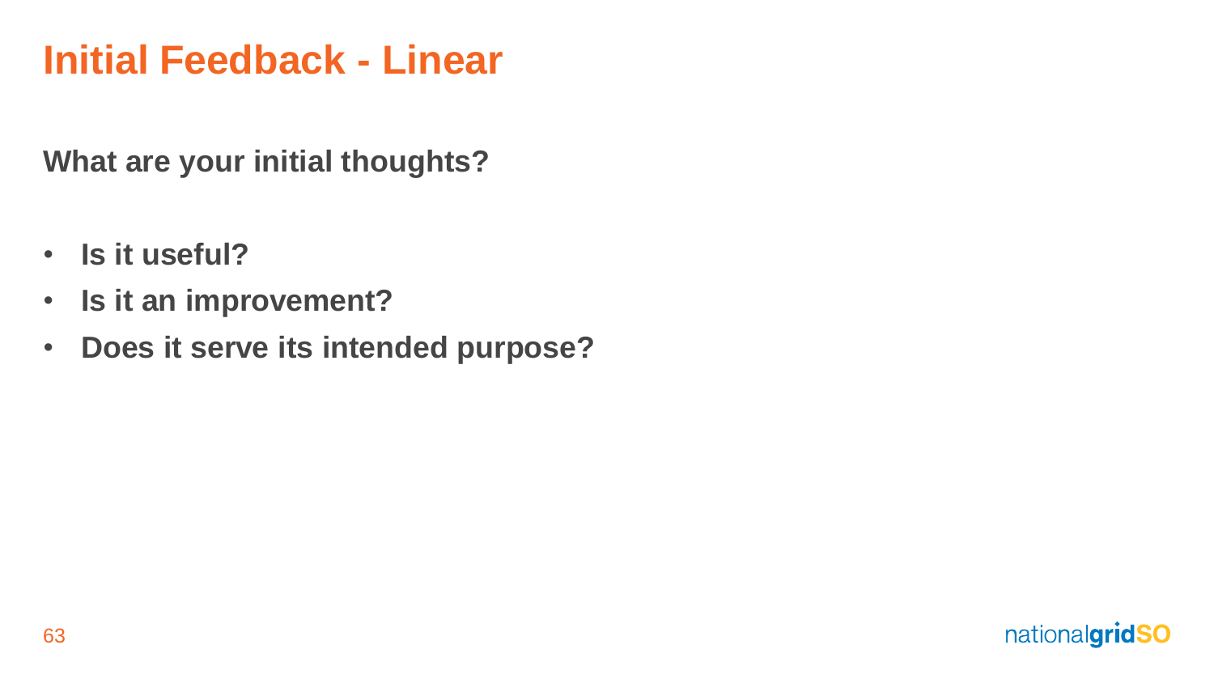# Initial Feedback - Linear

**What are your initial thoughts?**

- **Is it useful?**
- **Is it an improvement?**
- **Does it serve its intended purpose?**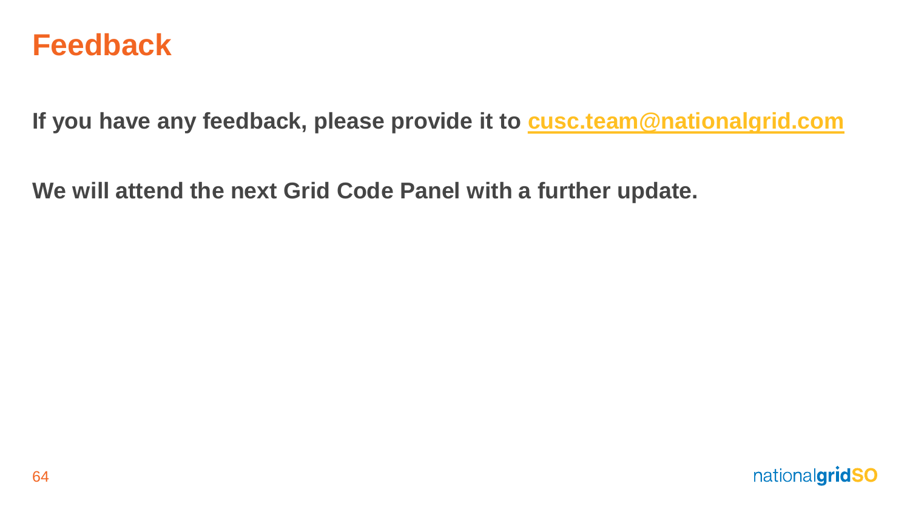# Feedback

**If you have any feedback, please provide it to [cusc.team@nationalgrid.com](mailto:cusc.team@nationalgrid.com)**

**We will attend the next Grid Code Panel with a further update.**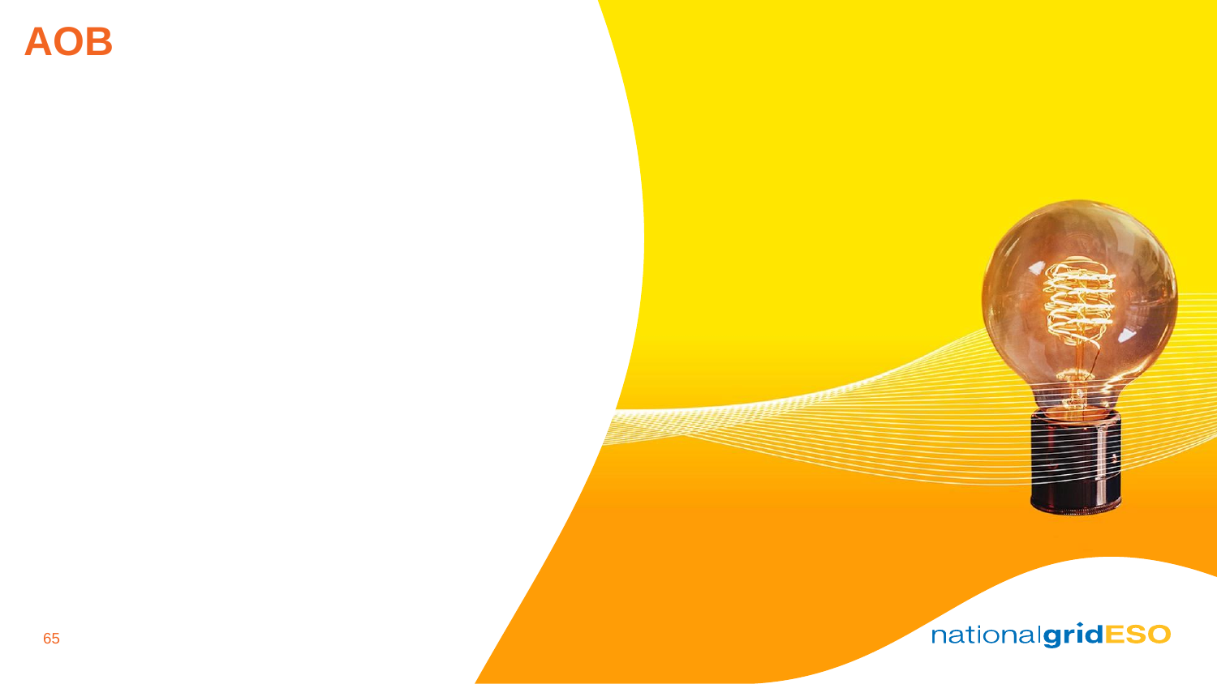# AOB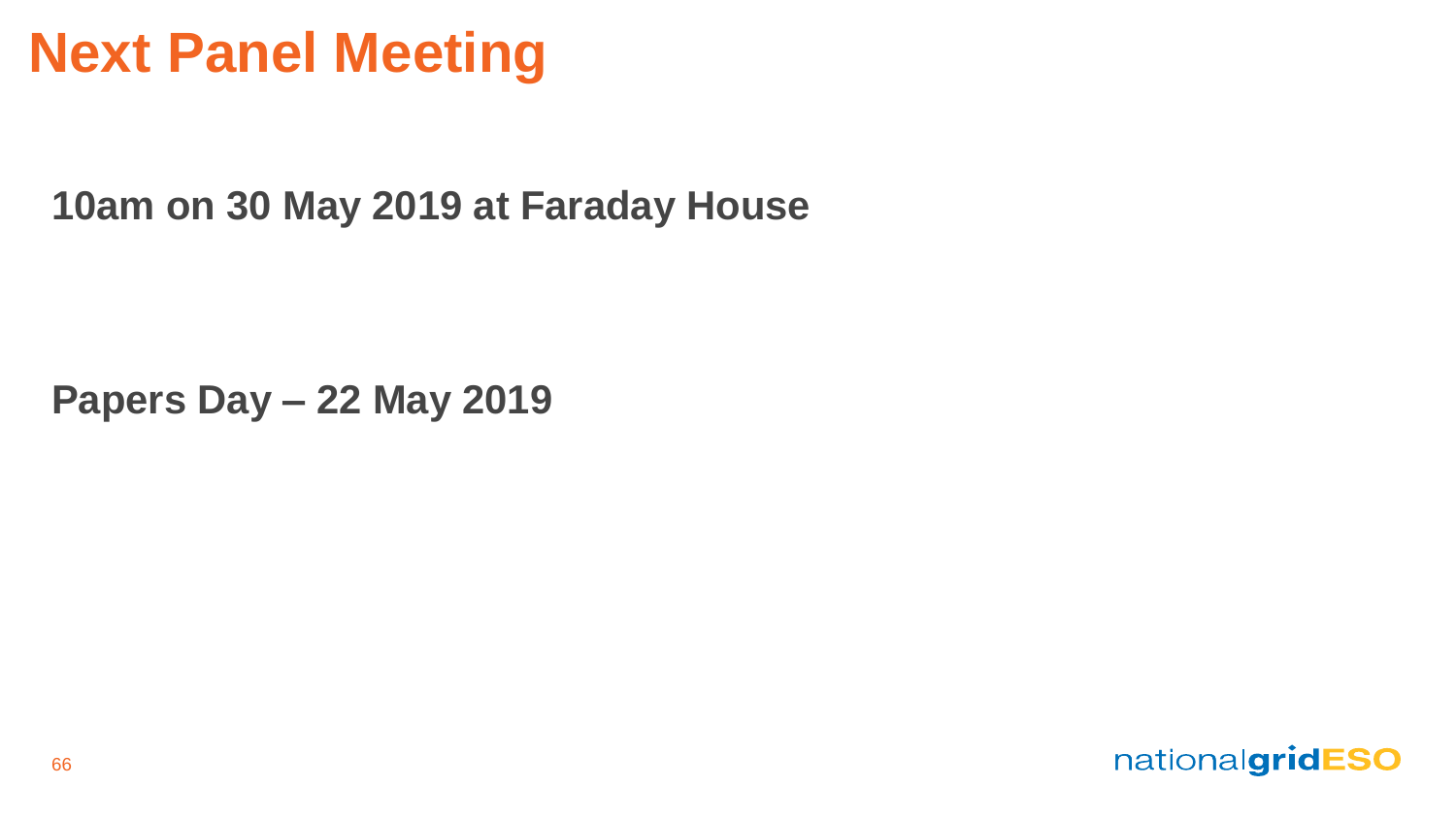# Next Panel Meeting

**10am on 30 May 2019 at Faraday House**

**Papers Day – 22 May 2019**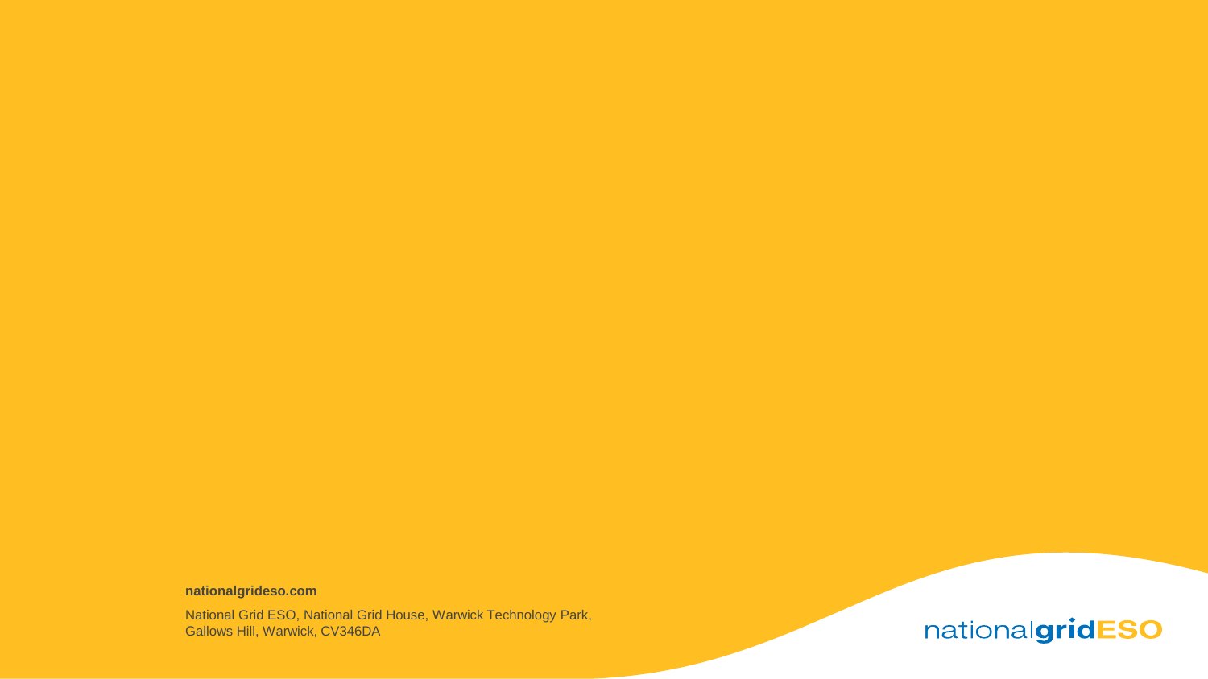**nationalgrideso.com**

National Grid ESO, National Grid House, Warwick Technology Park, Gallows Hill, Warwick, CV346DA

nationalgridESO